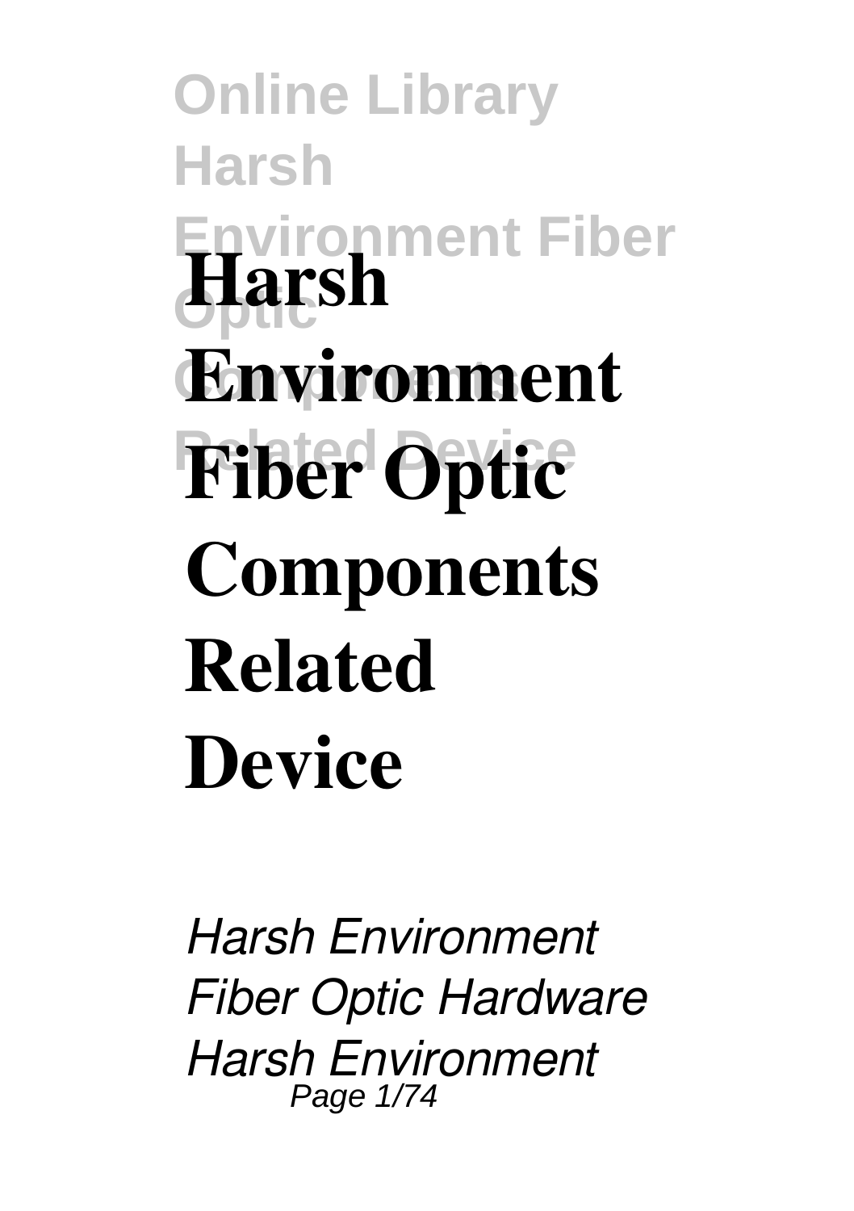# Harsh Environment Fiber Optic Components Related Device

*Harsh Environment Fiber Optic Hardware Harsh Environment*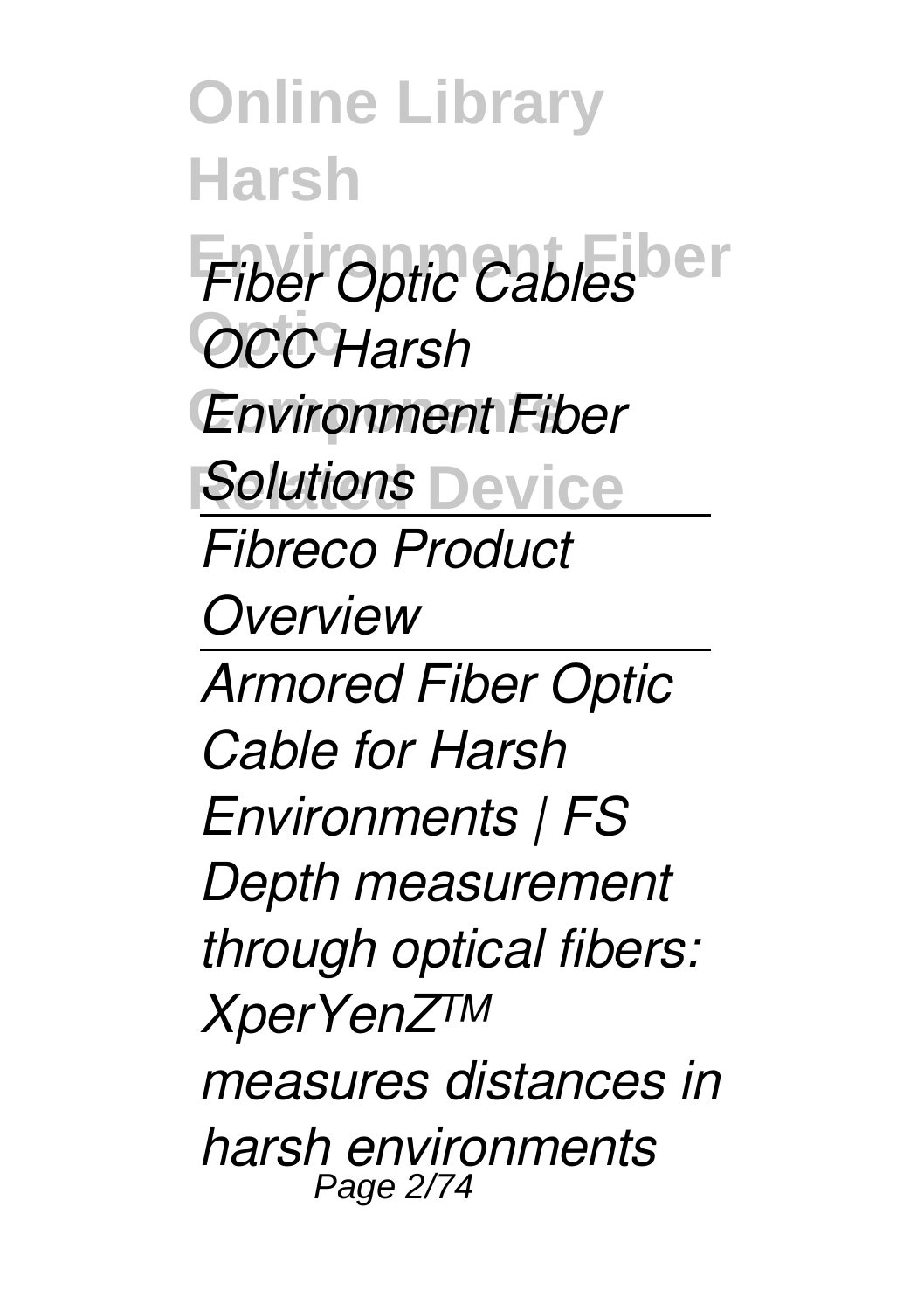*Fiber Optic Cables*

*OCC Harsh Environment Fiber Solutions*

---

*Fibreco Product Overview*

---

*Armored Fiber Optic Cable for Harsh Environments | FS*

*Depth measurement through optical fibers: XperYenZ™ measures distances in harsh environments*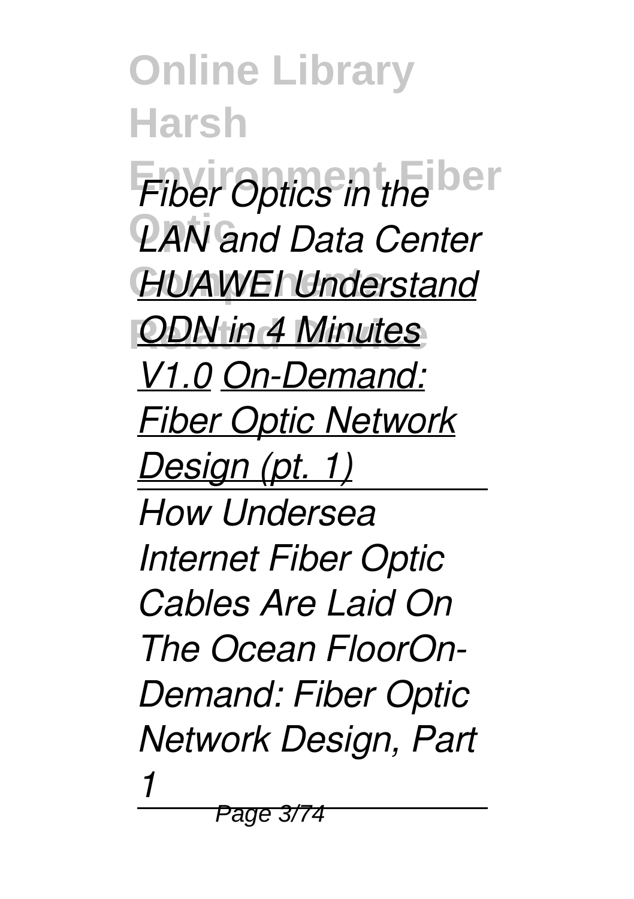*Fiber Optics in the LAN and Data Center* *HUAWEI Understand ODN in 4 Minutes V1.0* *On-Demand: Fiber Optic Network Design (pt. 1)*

*How Undersea Internet Fiber Optic Cables Are Laid On The Ocean FloorOn-Demand: Fiber Optic Network Design, Part 1*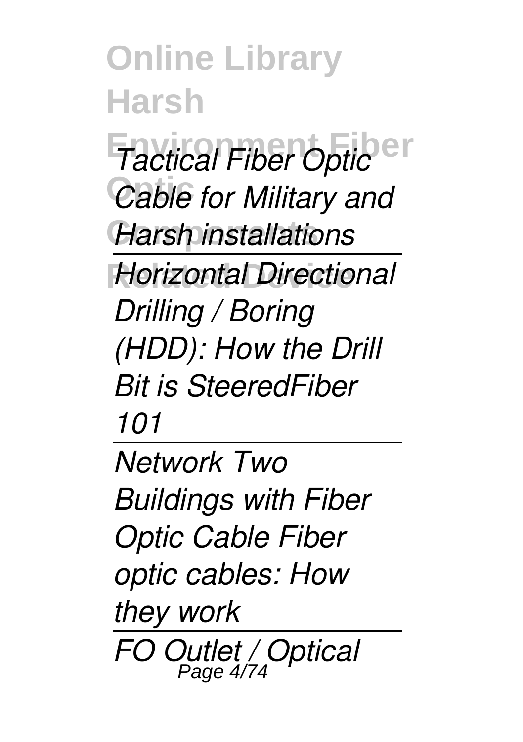*Tactical Fiber Optic Cable for Military and Harsh installations*

*Horizontal Directional Drilling / Boring (HDD): How the Drill Bit is SteeredFiber 101*

*Network Two Buildings with Fiber Optic Cable Fiber optic cables: How they work*

*FO Outlet / Optical*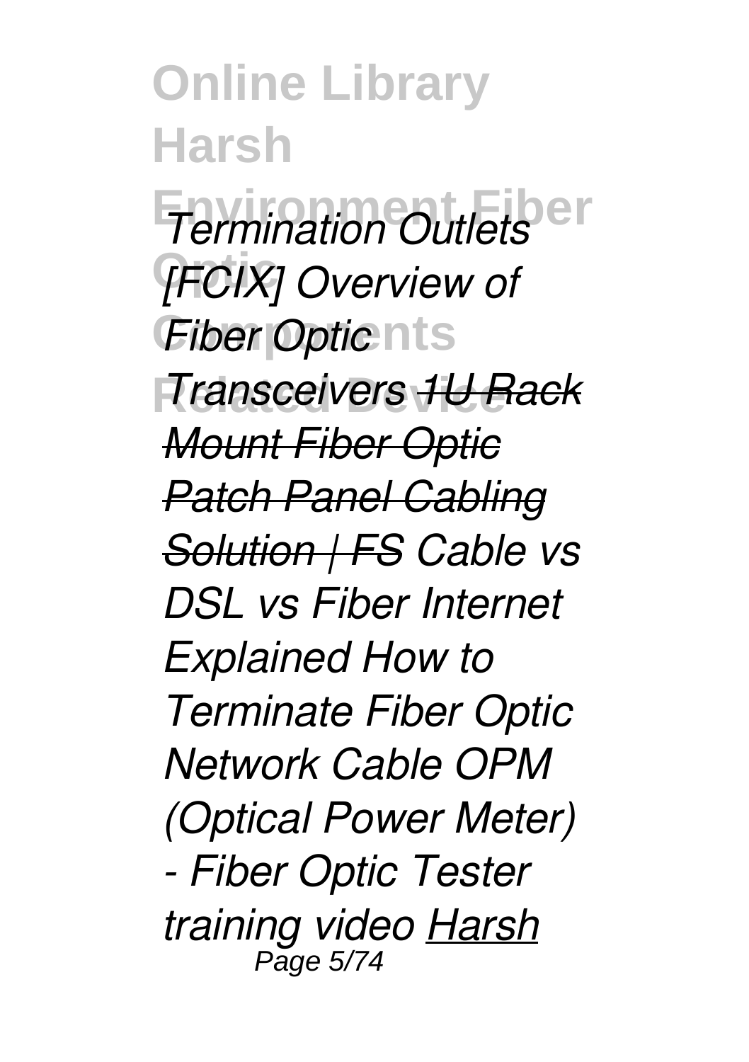*Termination Outlets [FCIX] Overview of Fiber Optic Transceivers* ***~~1U Rack Mount Fiber Optic Patch Panel Cabling Solution | FS~~*** *Cable vs DSL vs Fiber Internet Explained How to Terminate Fiber Optic Network Cable OPM (Optical Power Meter) - Fiber Optic Tester training video* *Harsh*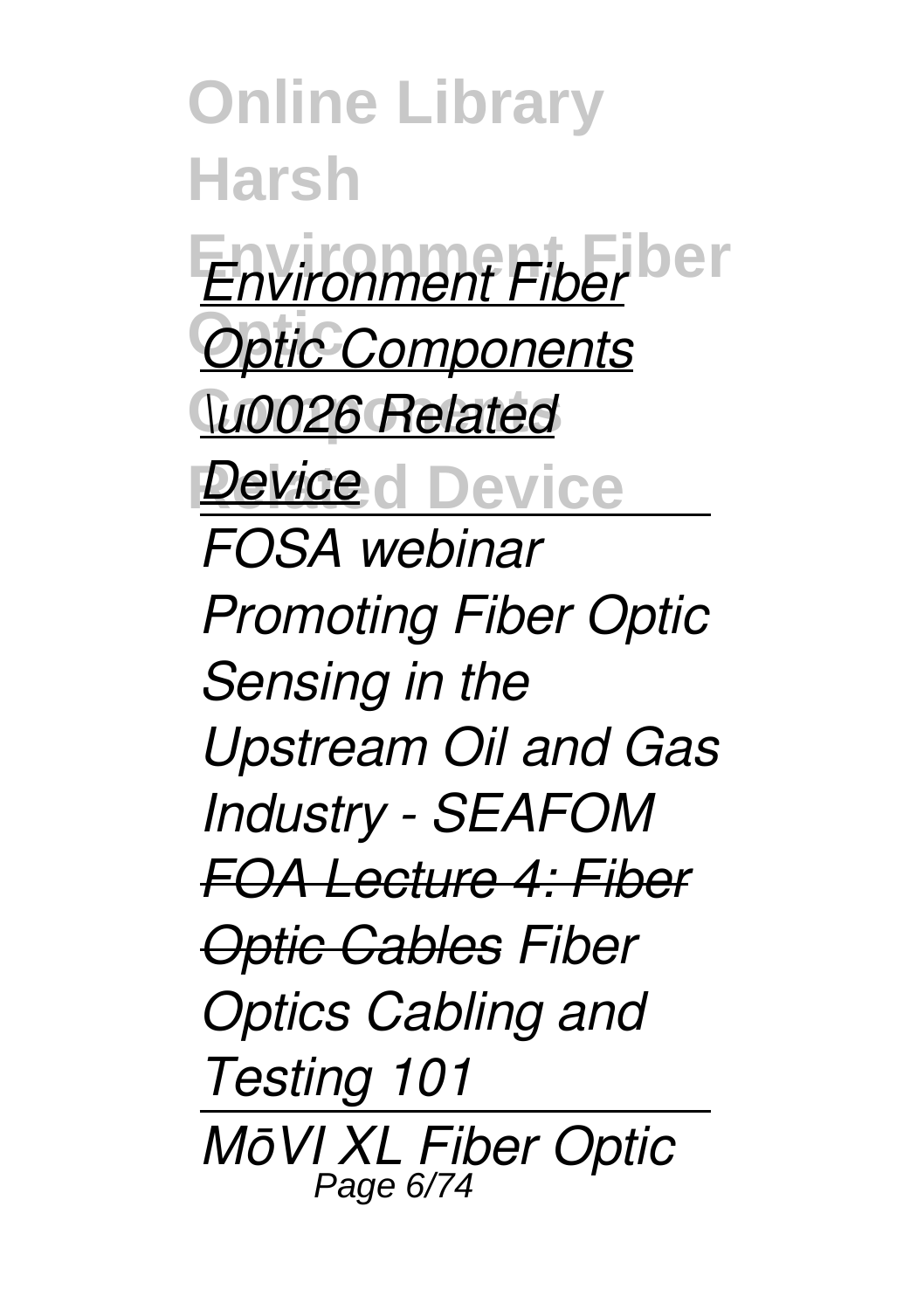*Environment Fiber Optic Components \u0026 Related Device*

*FOSA webinar Promoting Fiber Optic Sensing in the Upstream Oil and Gas Industry - SEAFOM* *FOA Lecture 4: Fiber Optic Cables* *Fiber Optics Cabling and Testing 101*

*MōVI XL Fiber Optic*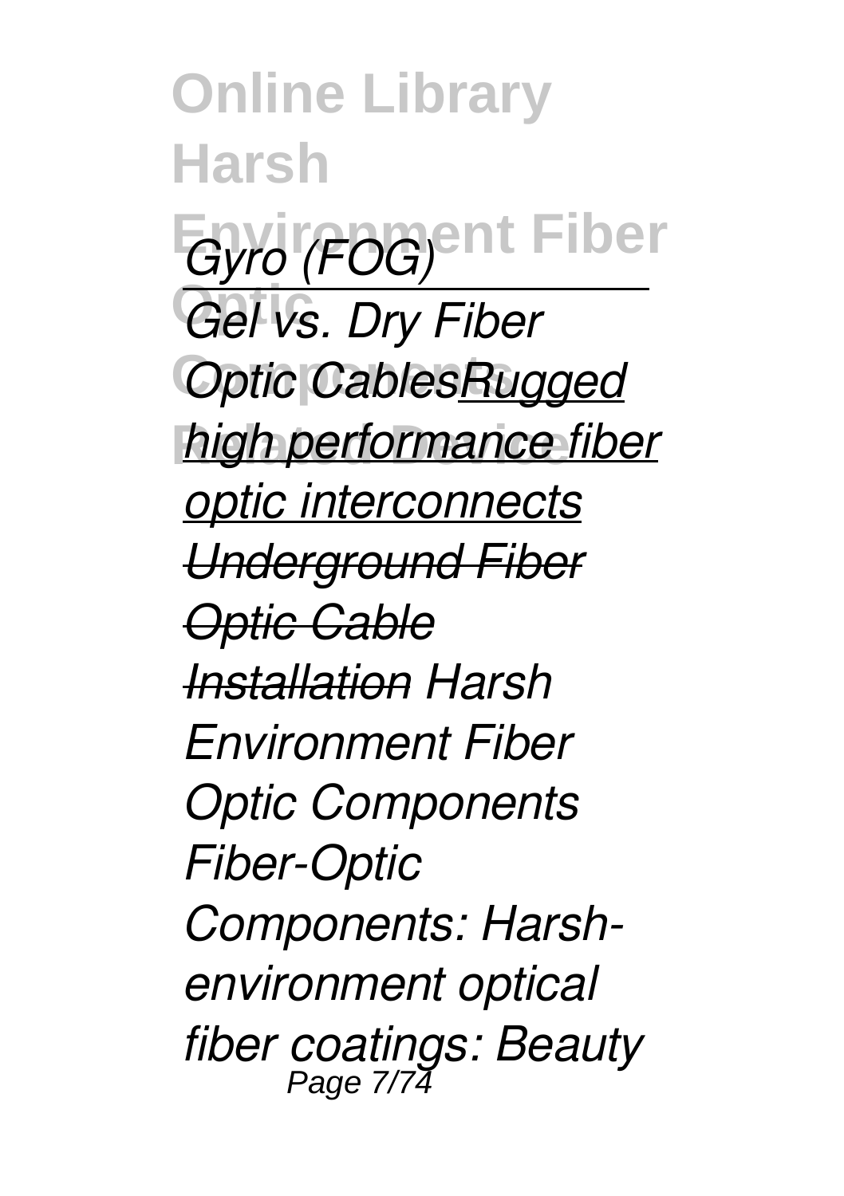*Gyro (FOG)*

*Gel vs. Dry Fiber Optic CablesRugged high performance fiber optic interconnects Underground Fiber Optic Cable Installation Harsh Environment Fiber Optic Components Fiber-Optic Components: Harsh-environment optical fiber coatings: Beauty*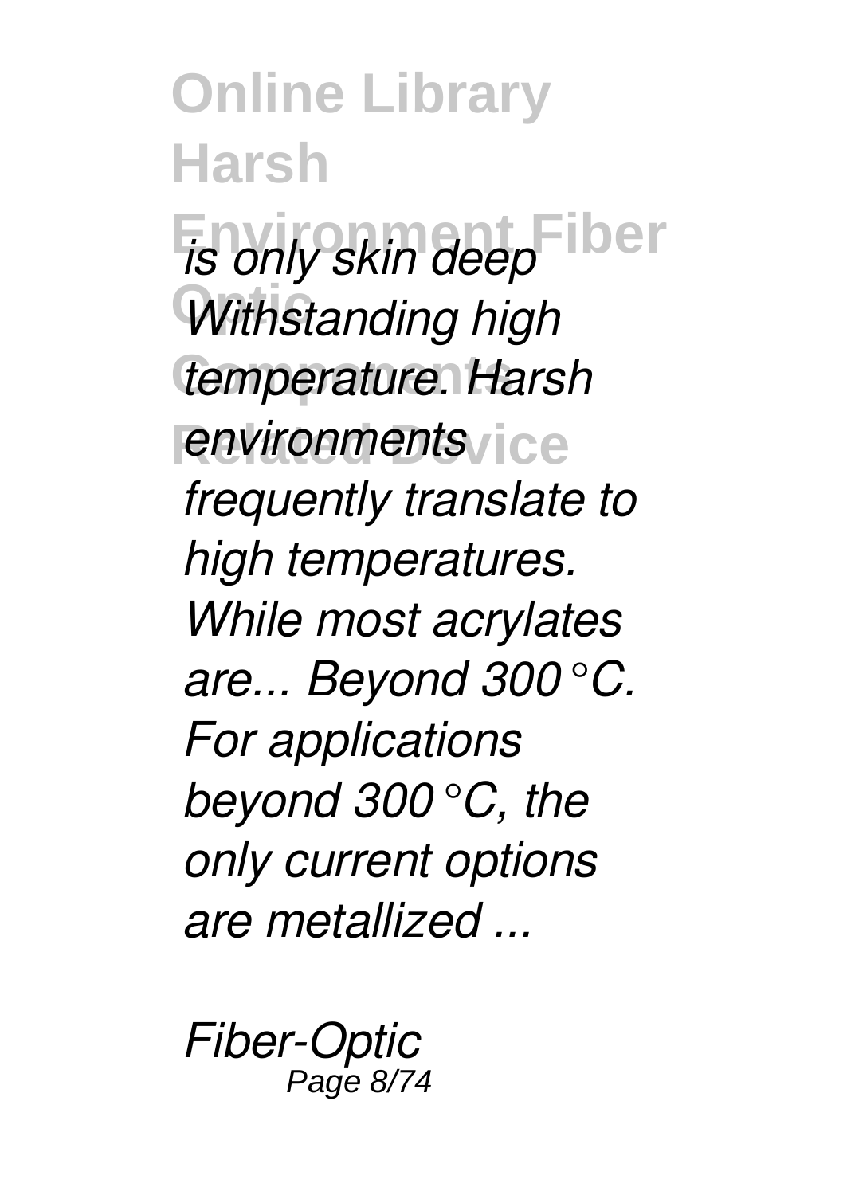*is only skin deep Withstanding high temperature. Harsh environments frequently translate to high temperatures. While most acrylates are... Beyond 300°C. For applications beyond 300°C, the only current options are metallized ...*

*Fiber-Optic*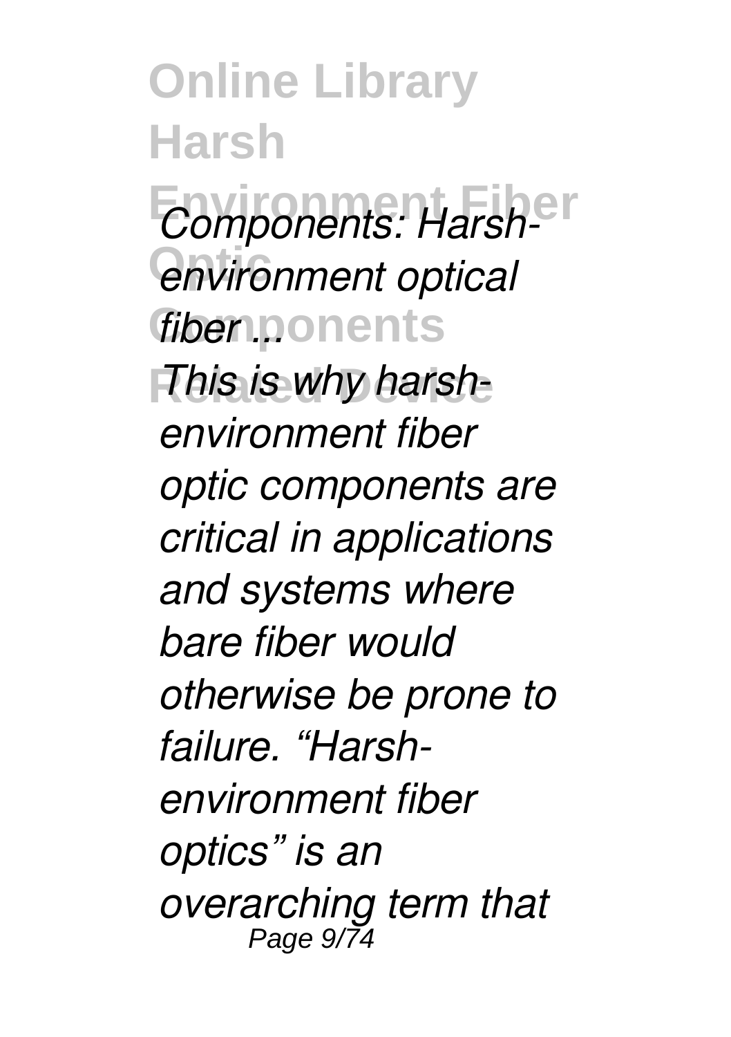*Components: Harsh-environment optical fiber ...*

*This is why harsh-environment fiber optic components are critical in applications and systems where bare fiber would otherwise be prone to failure. “Harsh-environment fiber optics” is an overarching term that*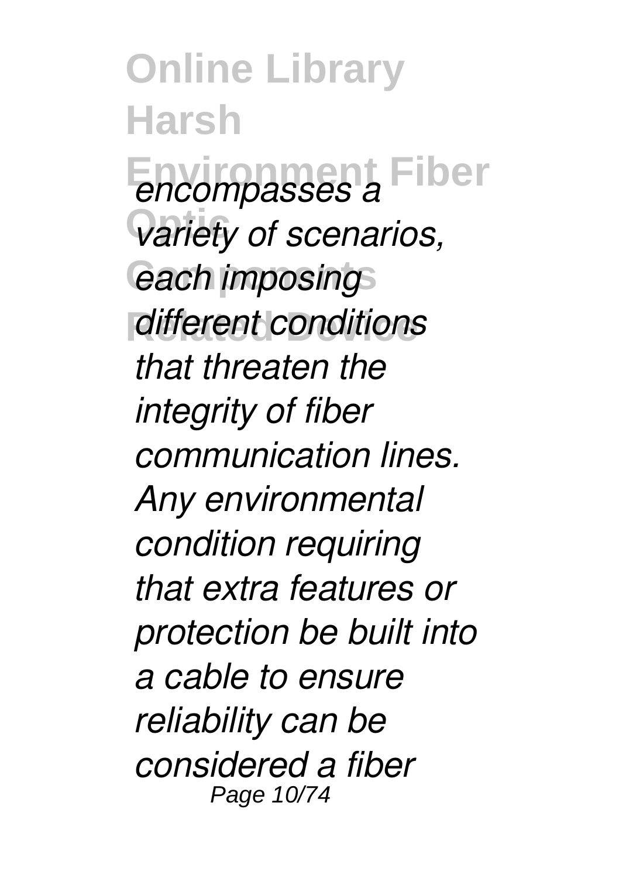*encompasses a variety of scenarios, each imposing different conditions that threaten the integrity of fiber communication lines. Any environmental condition requiring that extra features or protection be built into a cable to ensure reliability can be considered a fiber*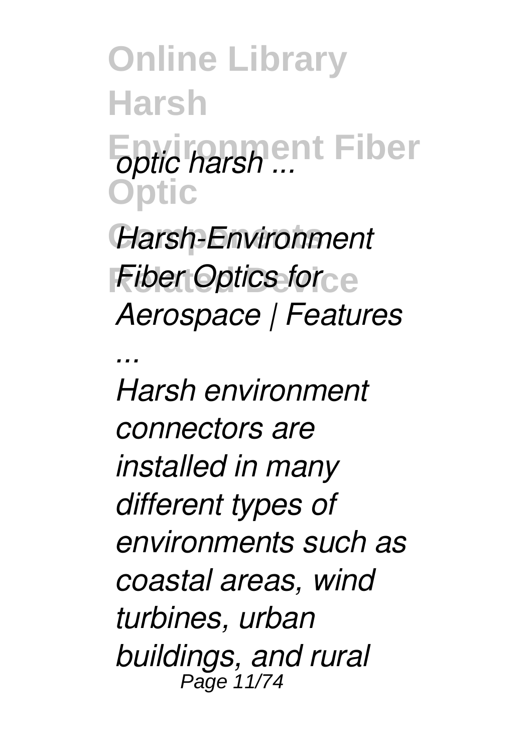*optic harsh ...*

*Harsh-Environment Fiber Optics for Aerospace | Features ...*

*Harsh environment connectors are installed in many different types of environments such as coastal areas, wind turbines, urban buildings, and rural*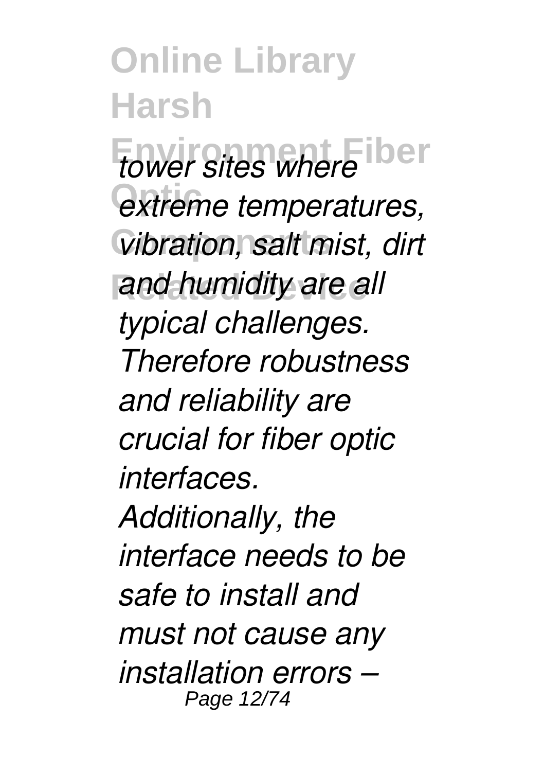*tower sites where extreme temperatures, vibration, salt mist, dirt and humidity are all typical challenges. Therefore robustness and reliability are crucial for fiber optic interfaces. Additionally, the interface needs to be safe to install and must not cause any installation errors –*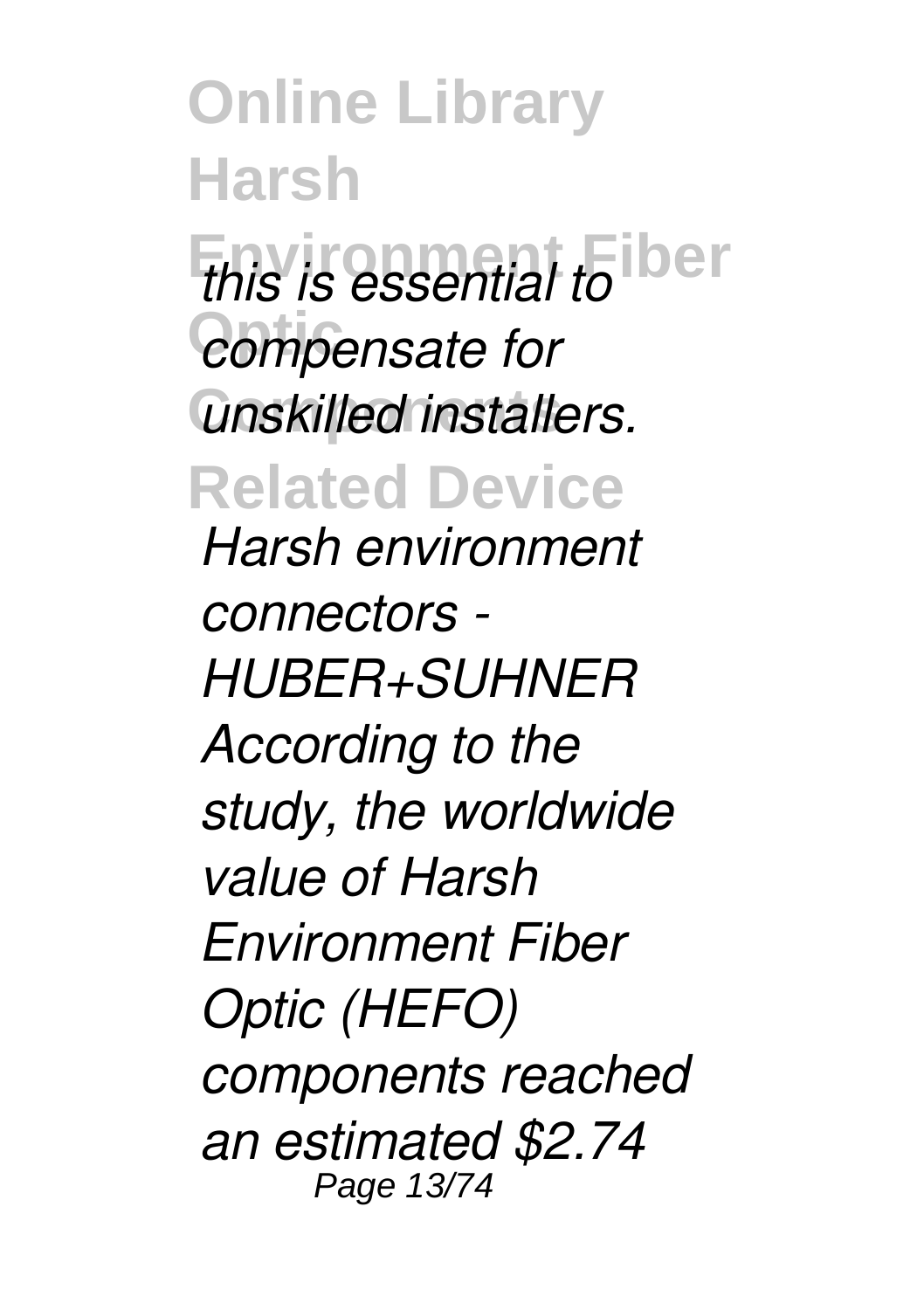*this is essential to compensate for unskilled installers.*

*Harsh environment connectors - HUBER+SUHNER*

*According to the study, the worldwide value of Harsh Environment Fiber Optic (HEFO) components reached an estimated $2.74*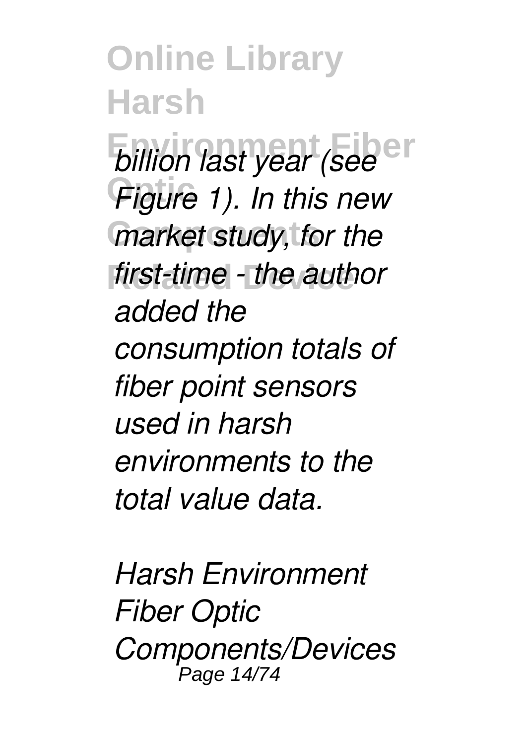*billion last year (see Figure 1). In this new market study, for the first-time - the author added the consumption totals of fiber point sensors used in harsh environments to the total value data.*

*Harsh Environment Fiber Optic Components/Devices*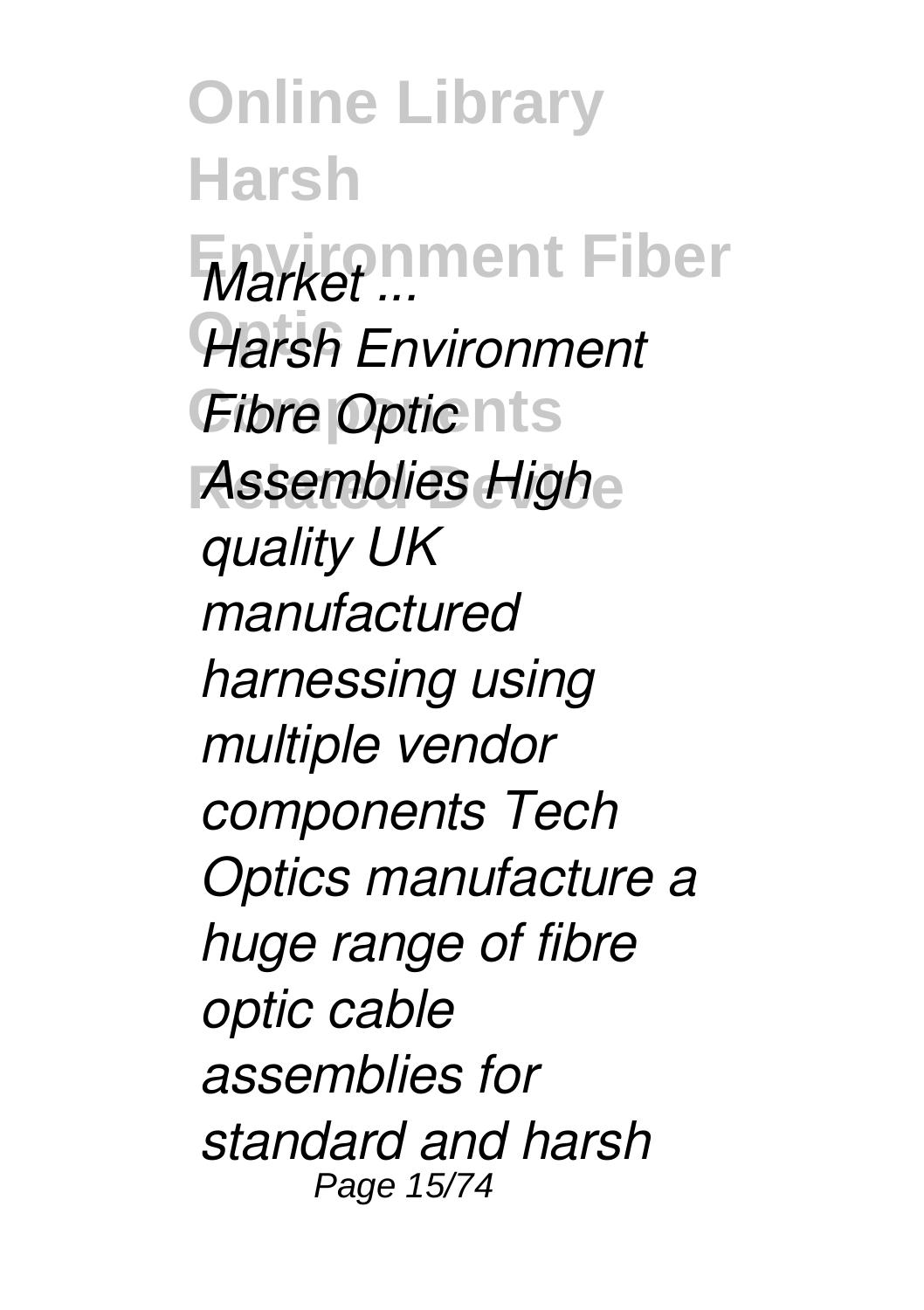*Market ...*

*Harsh Environment Fibre Optic Assemblies High quality UK manufactured harnessing using multiple vendor components Tech Optics manufacture a huge range of fibre optic cable assemblies for standard and harsh*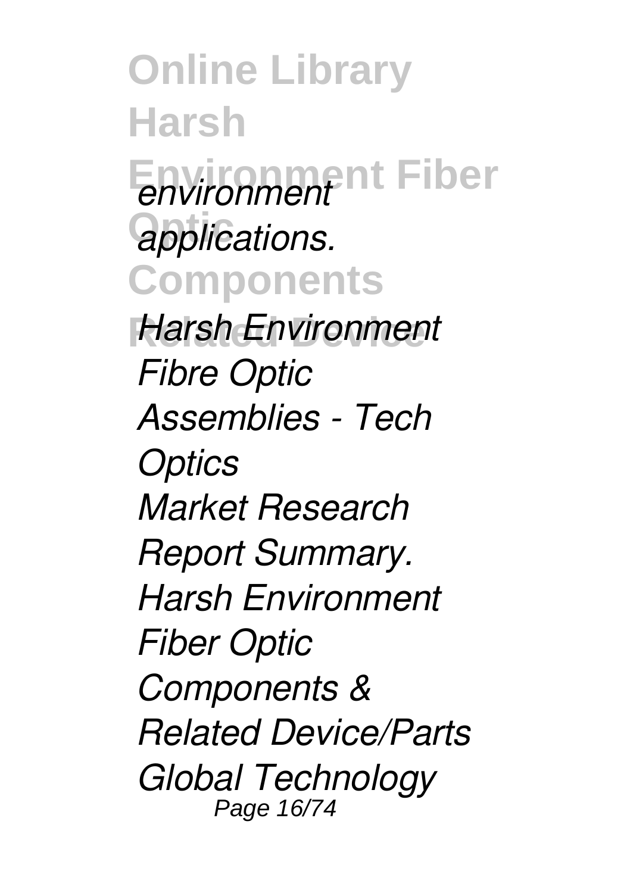*environment applications.*

*Harsh Environment Fibre Optic Assemblies - Tech Optics*

*Market Research Report Summary. Harsh Environment Fiber Optic Components & Related Device/Parts Global Technology*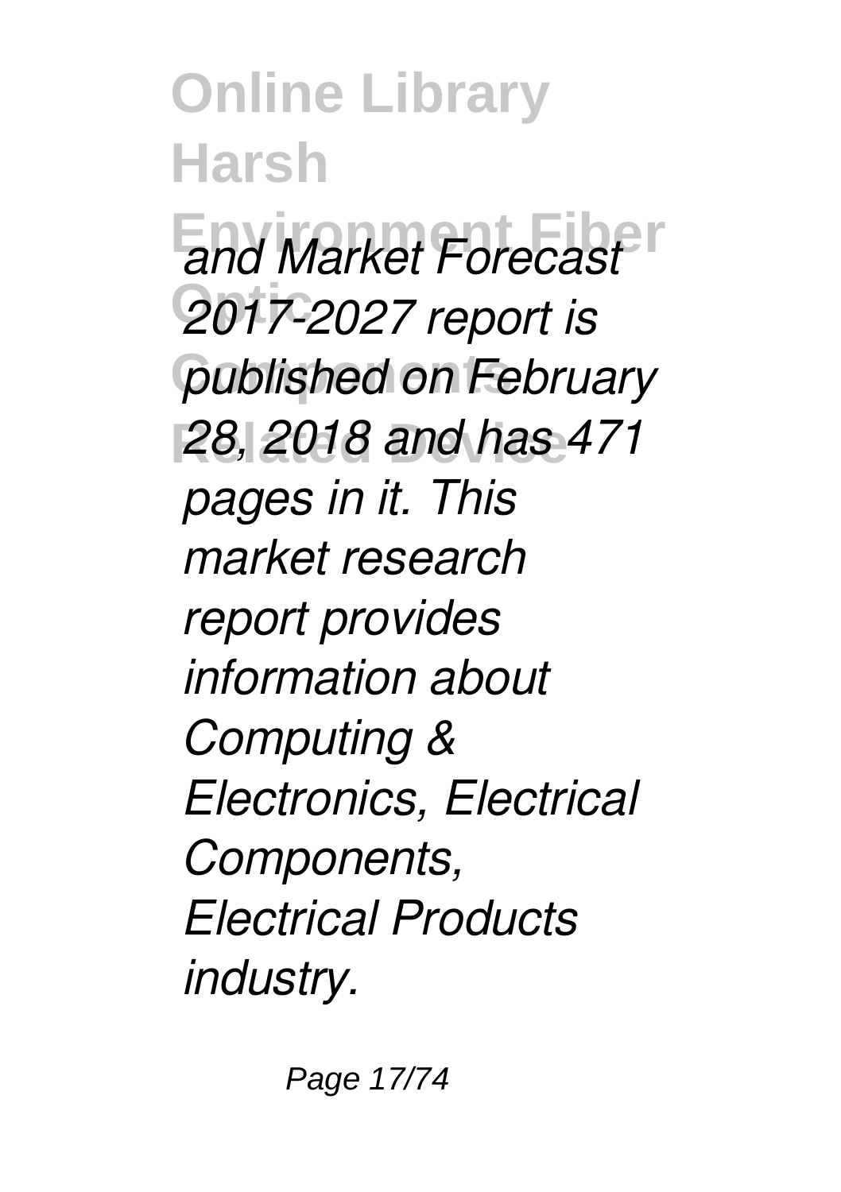*and Market Forecast 2017-2027 report is published on February 28, 2018 and has 471 pages in it. This market research report provides information about Computing & Electronics, Electrical Components, Electrical Products industry.*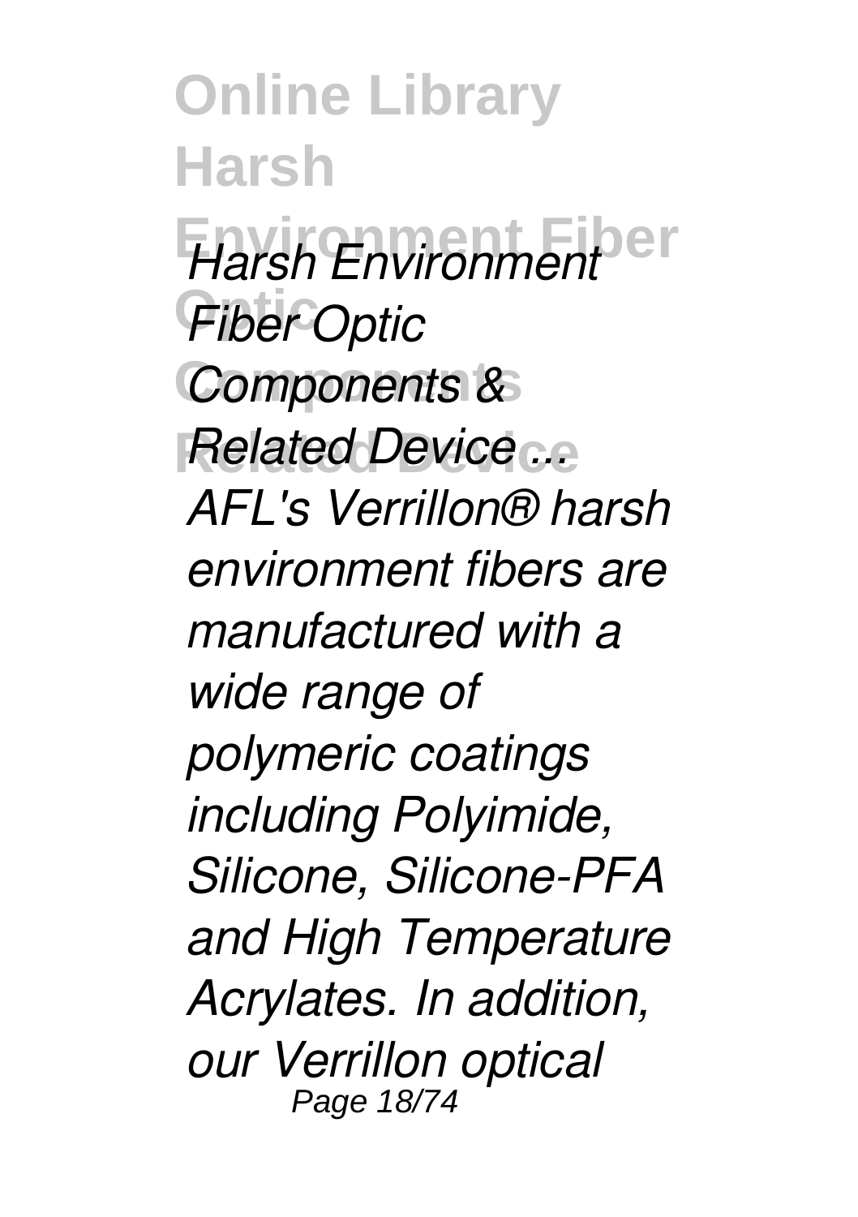*Harsh Environment Fiber Optic Components & Related Device ...*

*AFL's Verrillon® harsh environment fibers are manufactured with a wide range of polymeric coatings including Polyimide, Silicone, Silicone-PFA and High Temperature Acrylates. In addition, our Verrillon optical*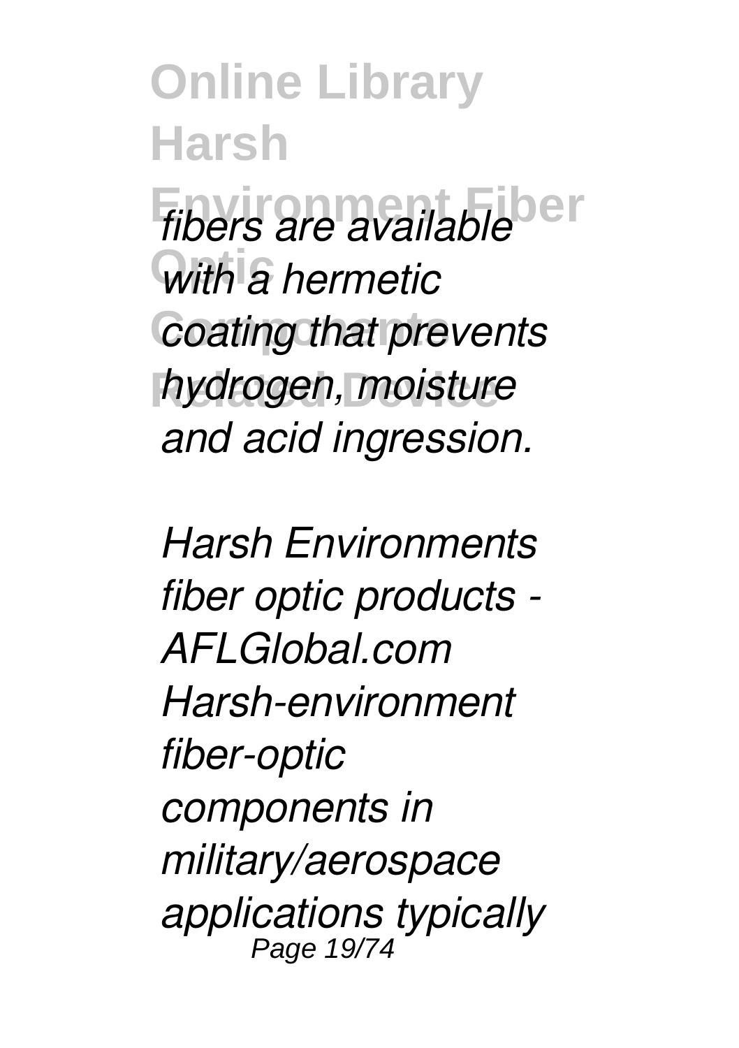*fibers are available with a hermetic coating that prevents hydrogen, moisture and acid ingression.*

*Harsh Environments fiber optic products - AFLGlobal.com Harsh-environment fiber-optic components in military/aerospace applications typically*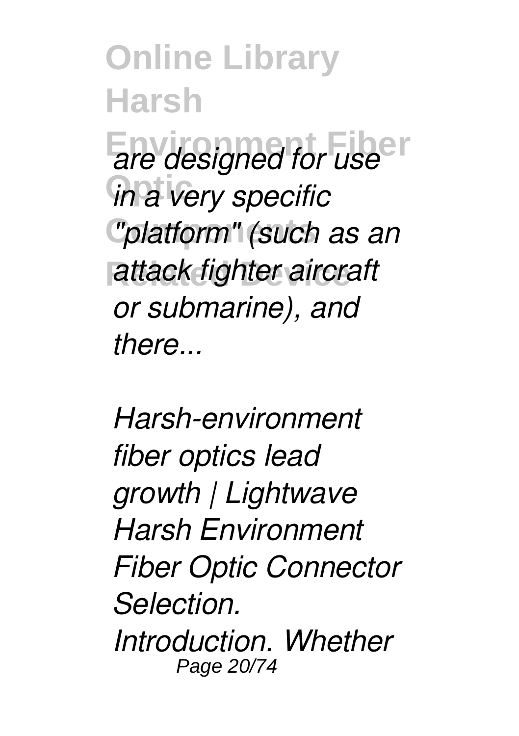*are designed for use in a very specific "platform" (such as an attack fighter aircraft or submarine), and there...*

*Harsh-environment fiber optics lead growth | Lightwave Harsh Environment Fiber Optic Connector Selection. Introduction. Whether*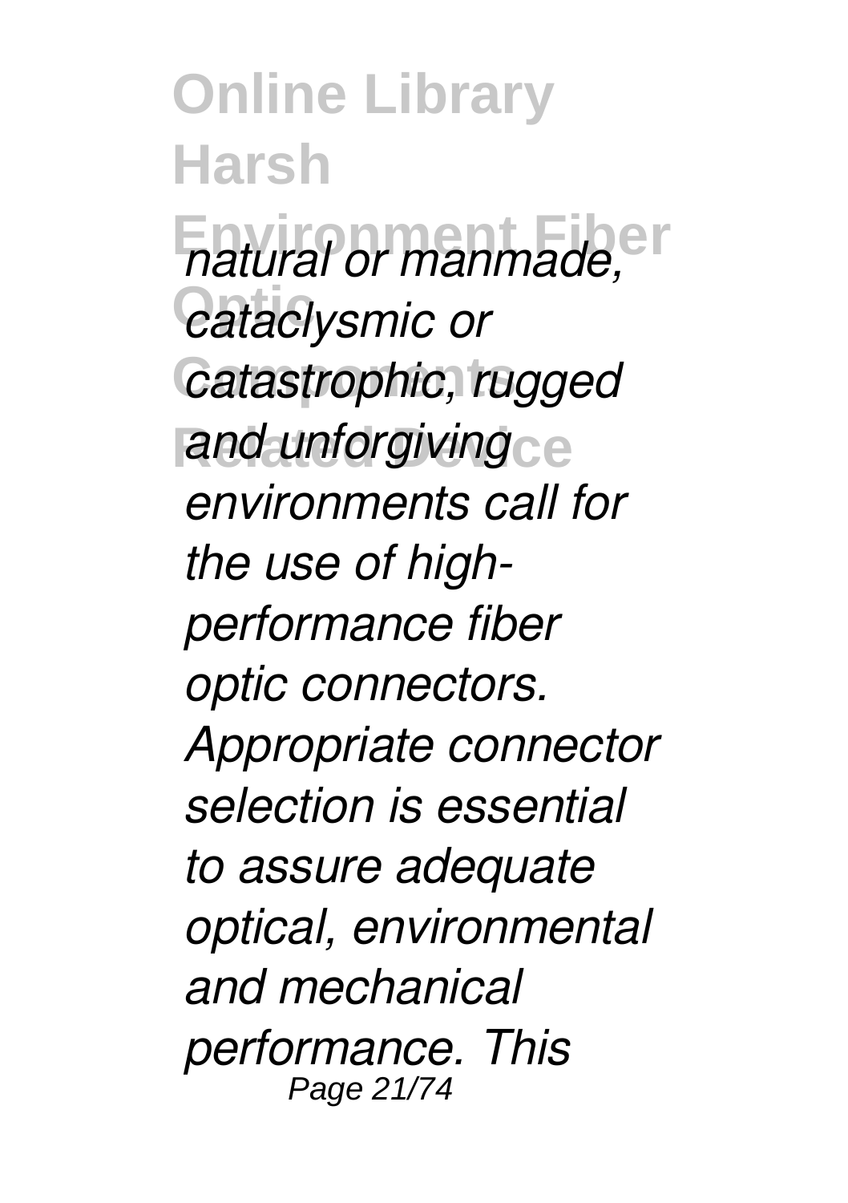*natural or manmade, cataclysmic or catastrophic, rugged and unforgiving environments call for the use of high-performance fiber optic connectors. Appropriate connector selection is essential to assure adequate optical, environmental and mechanical performance. This*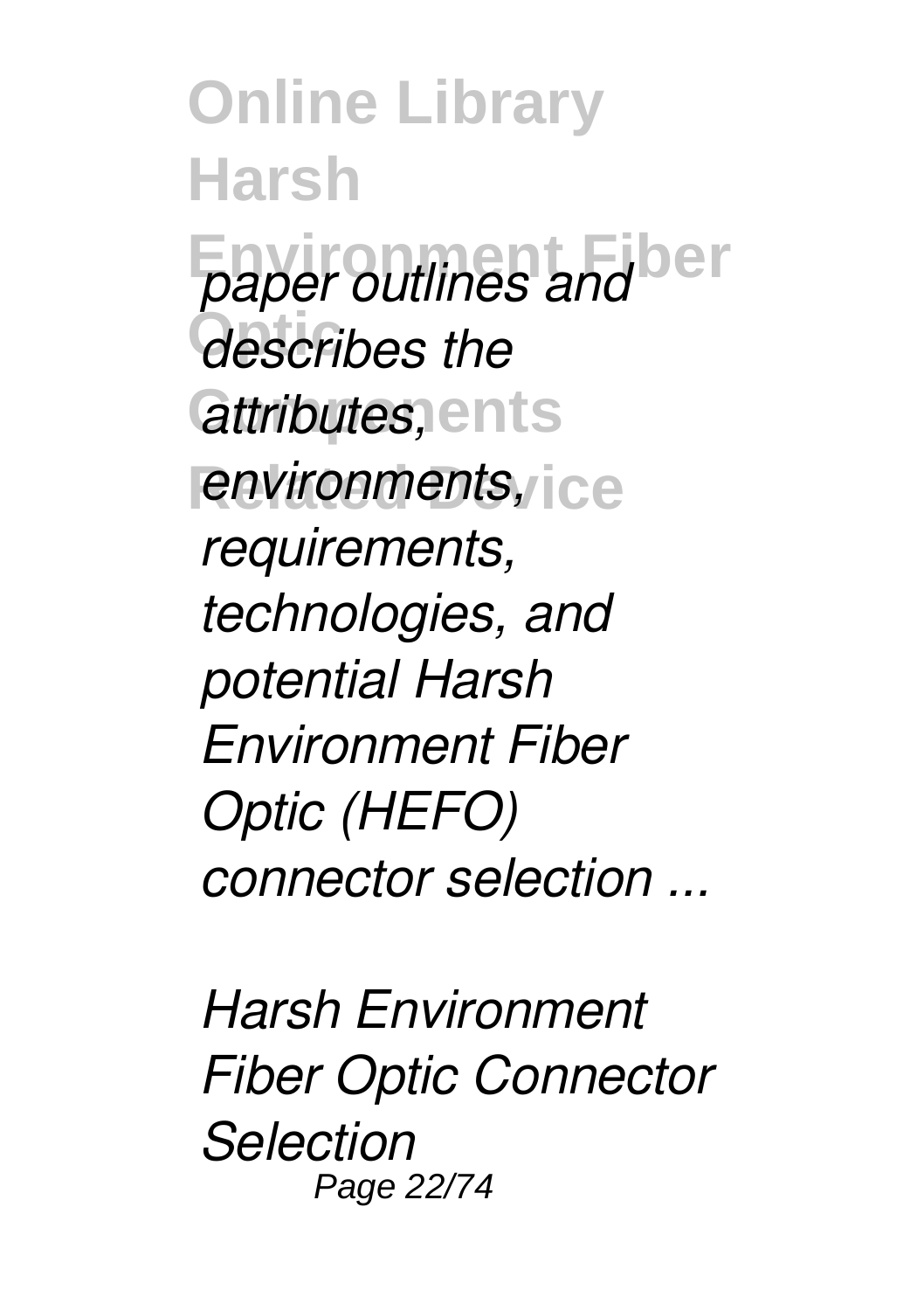*paper outlines and describes the attributes, environments, requirements, technologies, and potential Harsh Environment Fiber Optic (HEFO) connector selection ...*

*Harsh Environment Fiber Optic Connector Selection*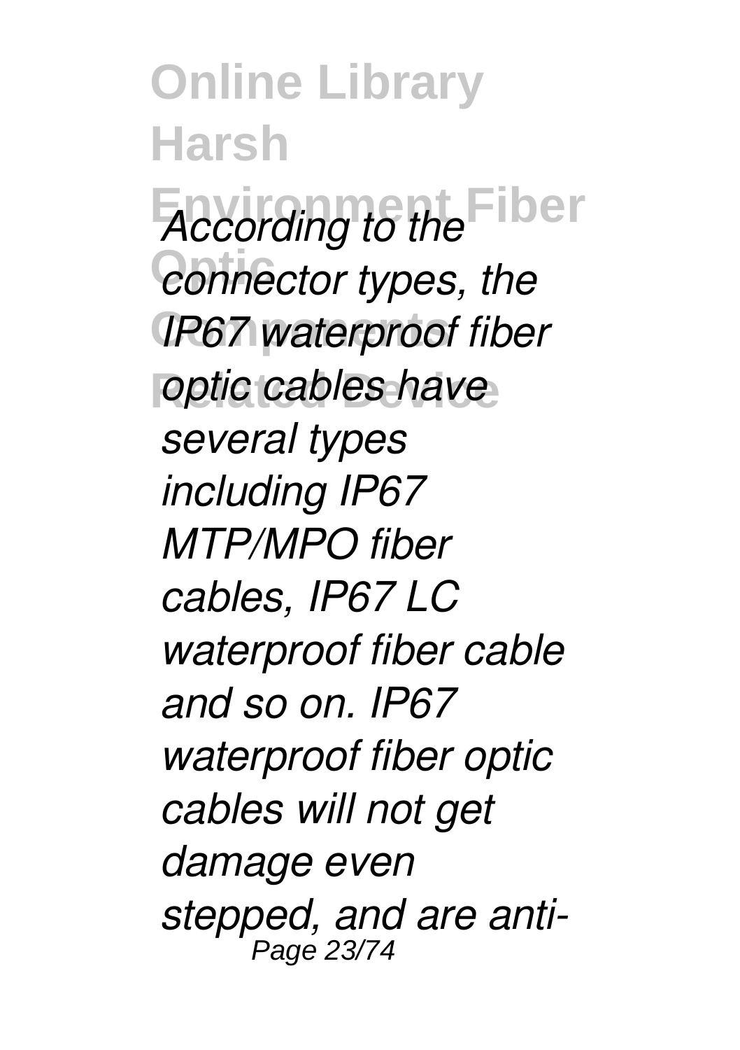*According to the connector types, the IP67 waterproof fiber optic cables have several types including IP67 MTP/MPO fiber cables, IP67 LC waterproof fiber cable and so on. IP67 waterproof fiber optic cables will not get damage even stepped, and are anti-*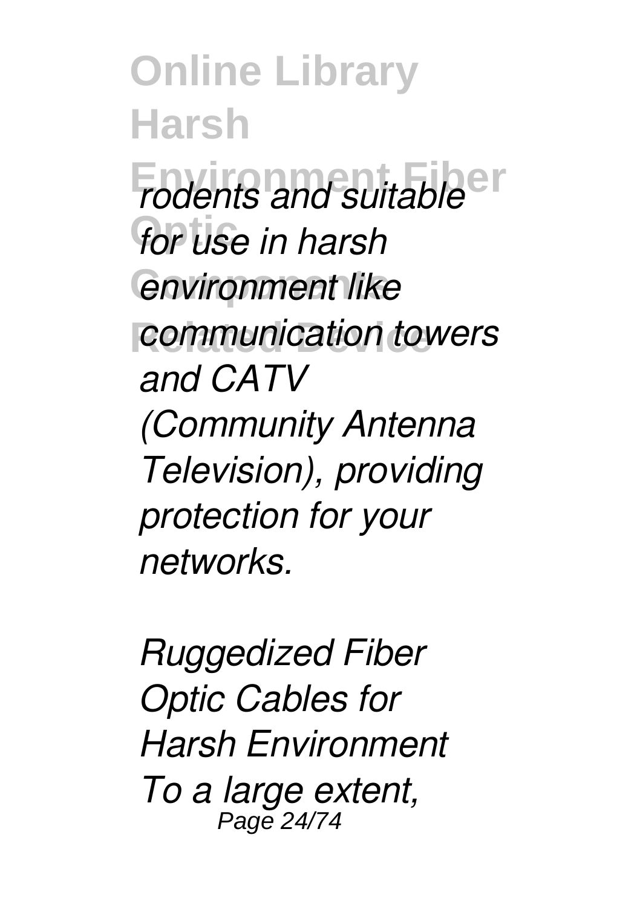*rodents and suitable for use in harsh environment like communication towers and CATV (Community Antenna Television), providing protection for your networks.*

*Ruggedized Fiber Optic Cables for Harsh Environment*

*To a large extent,*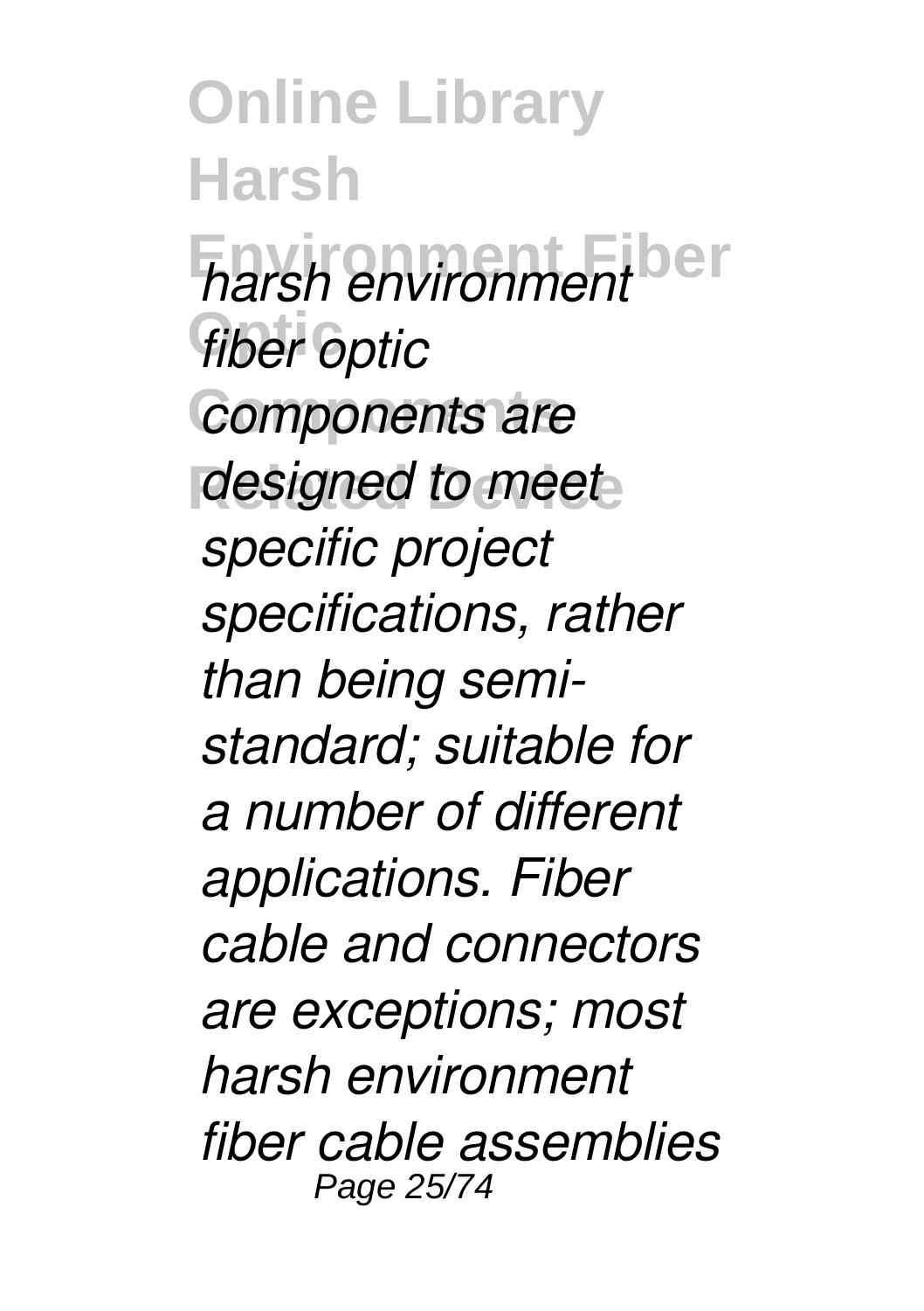*harsh environment fiber optic components are designed to meet specific project specifications, rather than being semi-standard; suitable for a number of different applications. Fiber cable and connectors are exceptions; most harsh environment fiber cable assemblies*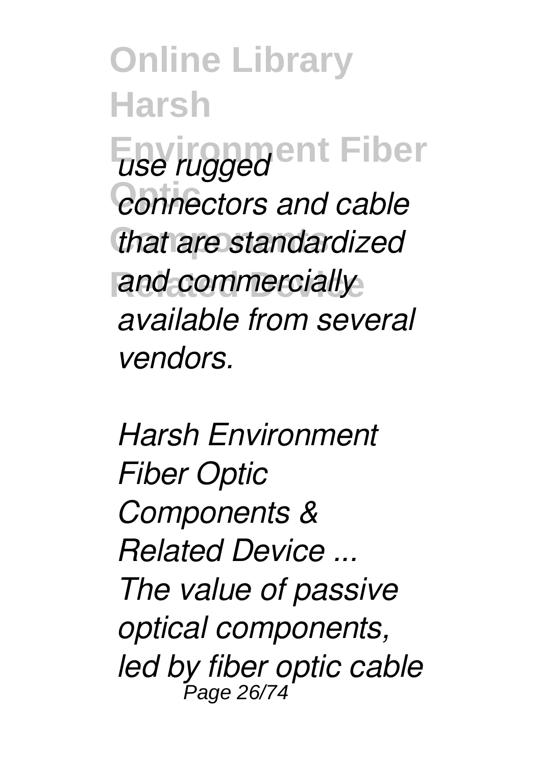*use rugged connectors and cable that are standardized and commercially available from several vendors.*

*Harsh Environment Fiber Optic Components & Related Device ...*

*The value of passive optical components, led by fiber optic cable*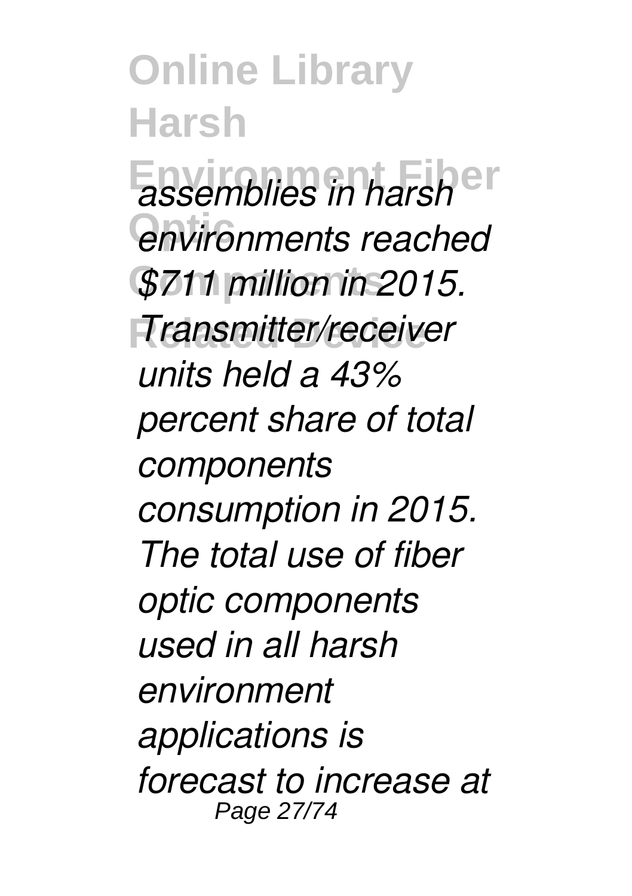*assemblies in harsh environments reached $711 million in 2015. Transmitter/receiver units held a 43% percent share of total components consumption in 2015. The total use of fiber optic components used in all harsh environment applications is forecast to increase at*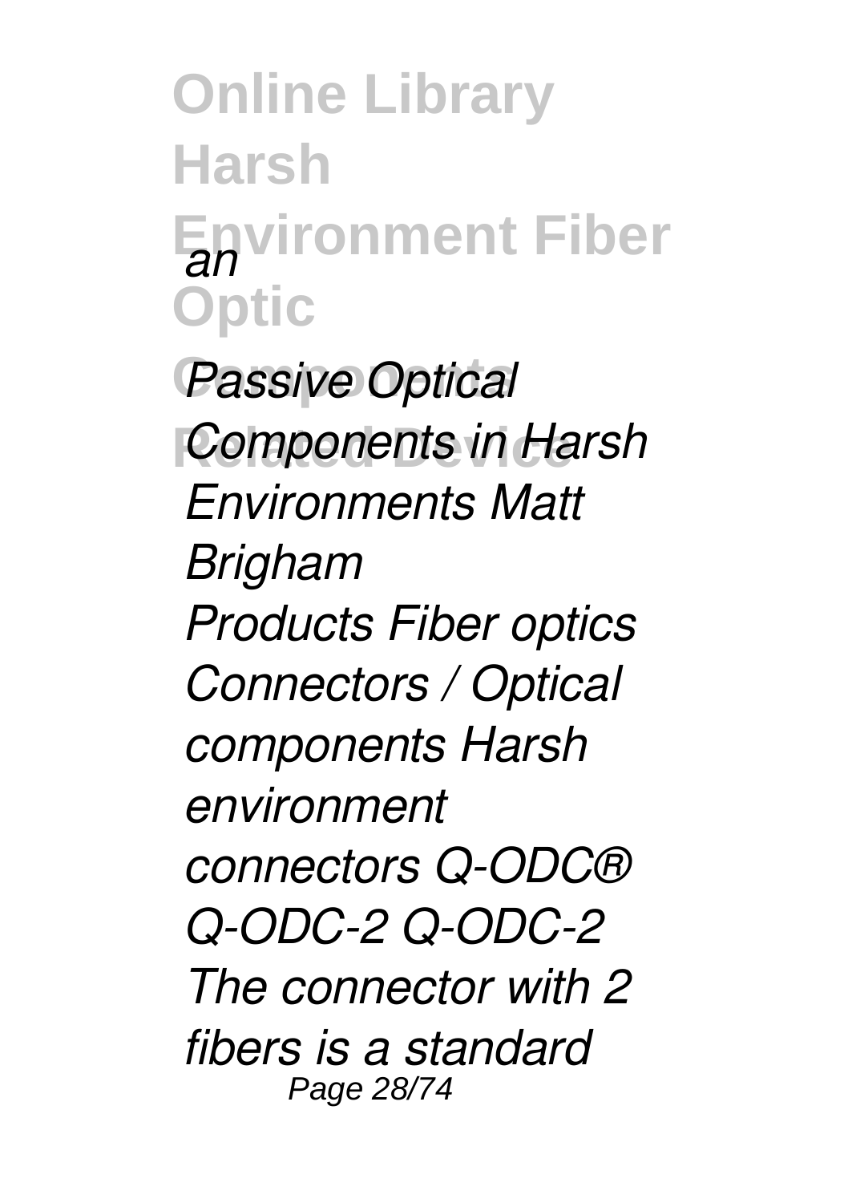*an*

*Passive Optical Components in Harsh Environments Matt Brigham*

*Products Fiber optics Connectors / Optical components Harsh environment connectors Q-ODC® Q-ODC-2 Q-ODC-2 The connector with 2 fibers is a standard*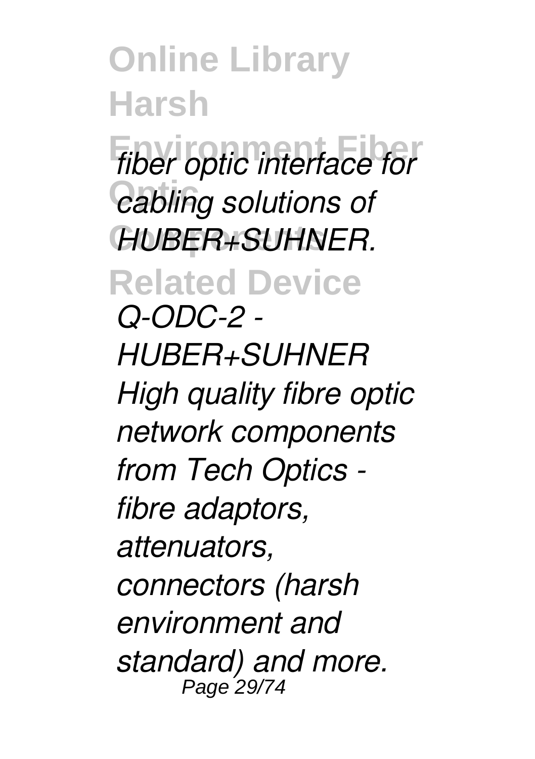*fiber optic interface for cabling solutions of HUBER+SUHNER.*

*Q-ODC-2 - HUBER+SUHNER*

*High quality fibre optic network components from Tech Optics - fibre adaptors, attenuators, connectors (harsh environment and standard) and more.*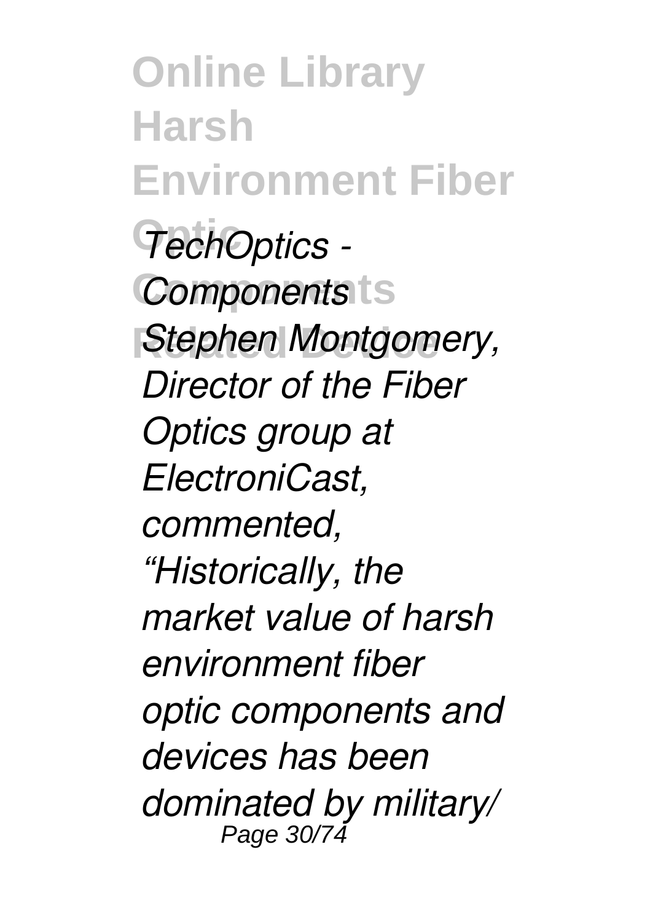*TechOptics - Components*

*Stephen Montgomery, Director of the Fiber Optics group at ElectroniCast, commented, "Historically, the market value of harsh environment fiber optic components and devices has been dominated by military/*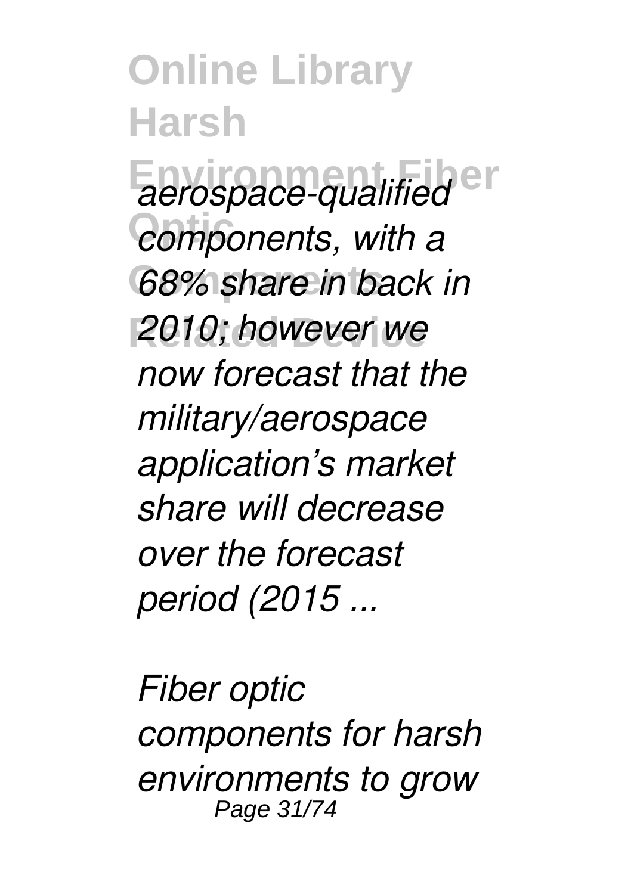*aerospace-qualified components, with a 68% share in back in 2010; however we now forecast that the military/aerospace application's market share will decrease over the forecast period (2015 ...*

*Fiber optic components for harsh environments to grow*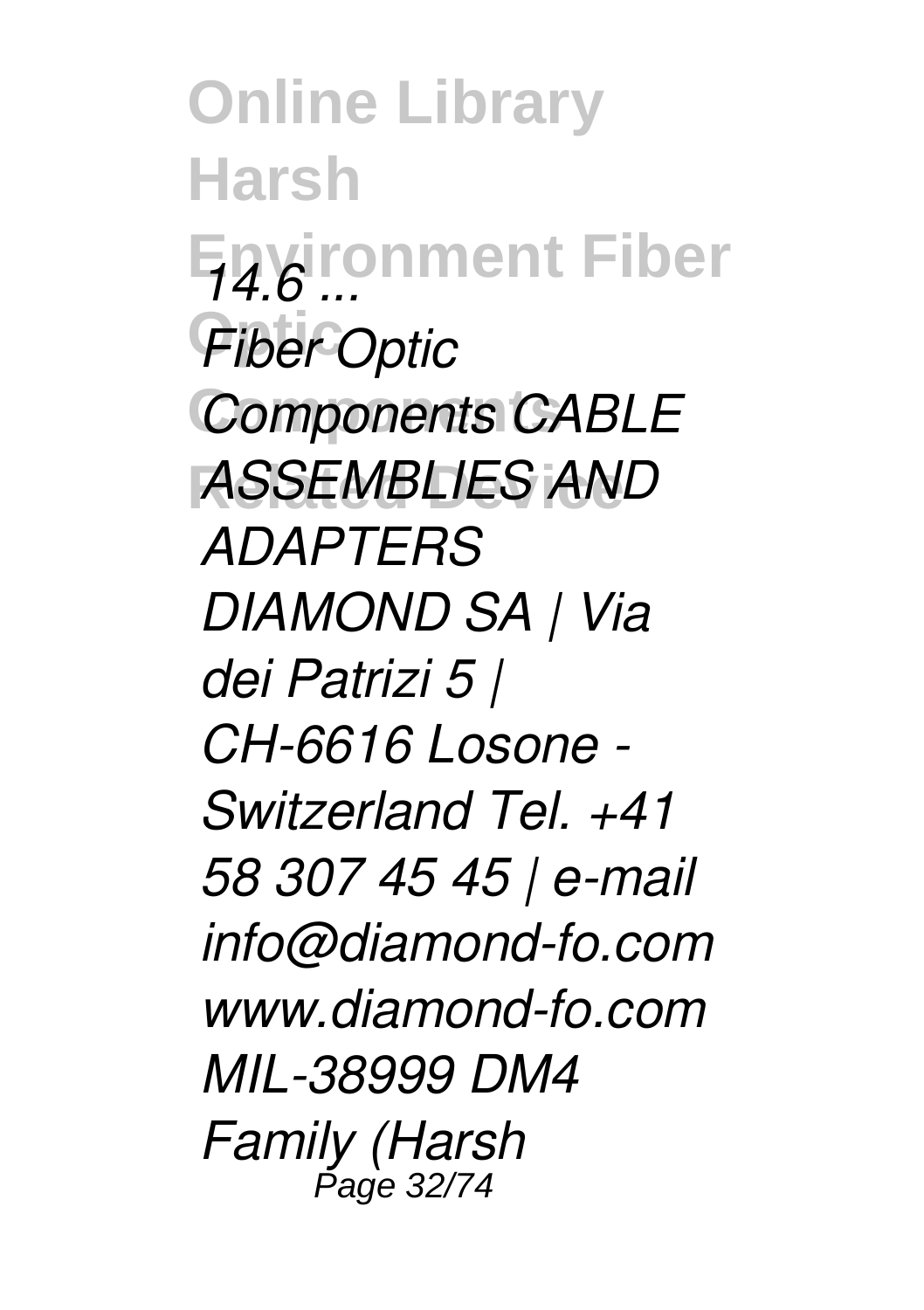*14.6 ...*

*Fiber Optic Components CABLE ASSEMBLIES AND ADAPTERS DIAMOND SA | Via dei Patrizi 5 | CH-6616 Losone - Switzerland Tel. +41 58 307 45 45 | e-mail info@diamond-fo.com www.diamond-fo.com MIL-38999 DM4 Family (Harsh*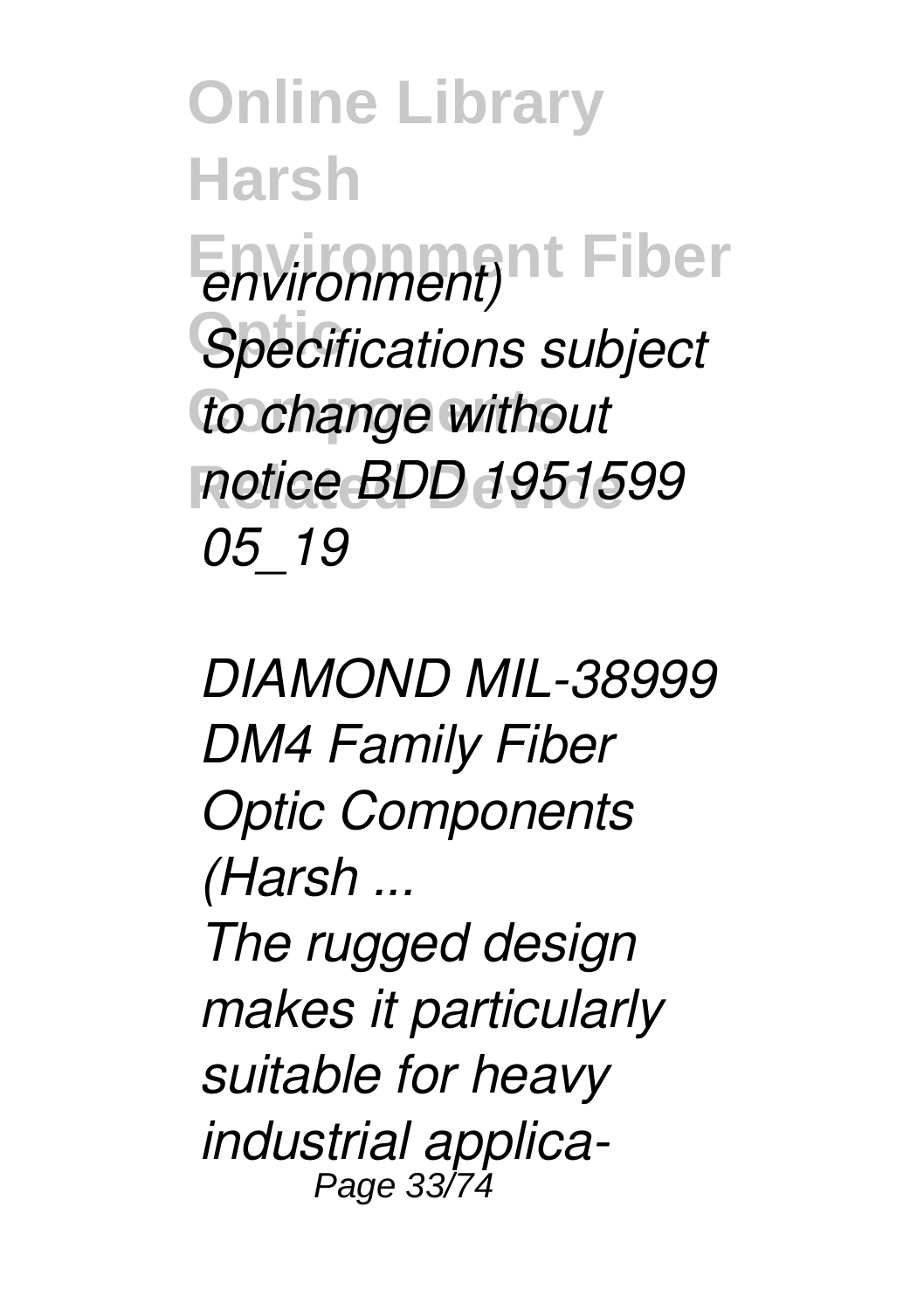*environment) Specifications subject to change without notice BDD 1951599 05_19*

*DIAMOND MIL-38999 DM4 Family Fiber Optic Components (Harsh ...*

*The rugged design makes it particularly suitable for heavy industrial applica-*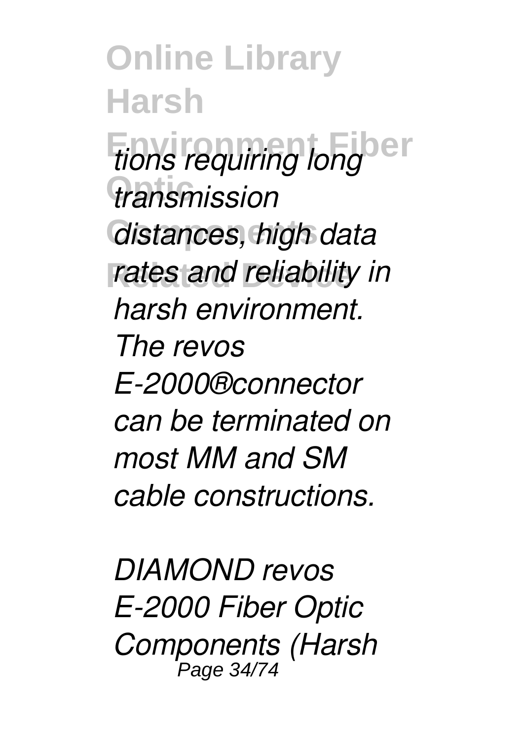*tions requiring long transmission distances, high data rates and reliability in harsh environment. The revos E-2000®connector can be terminated on most MM and SM cable constructions.*

*DIAMOND revos E-2000 Fiber Optic Components (Harsh*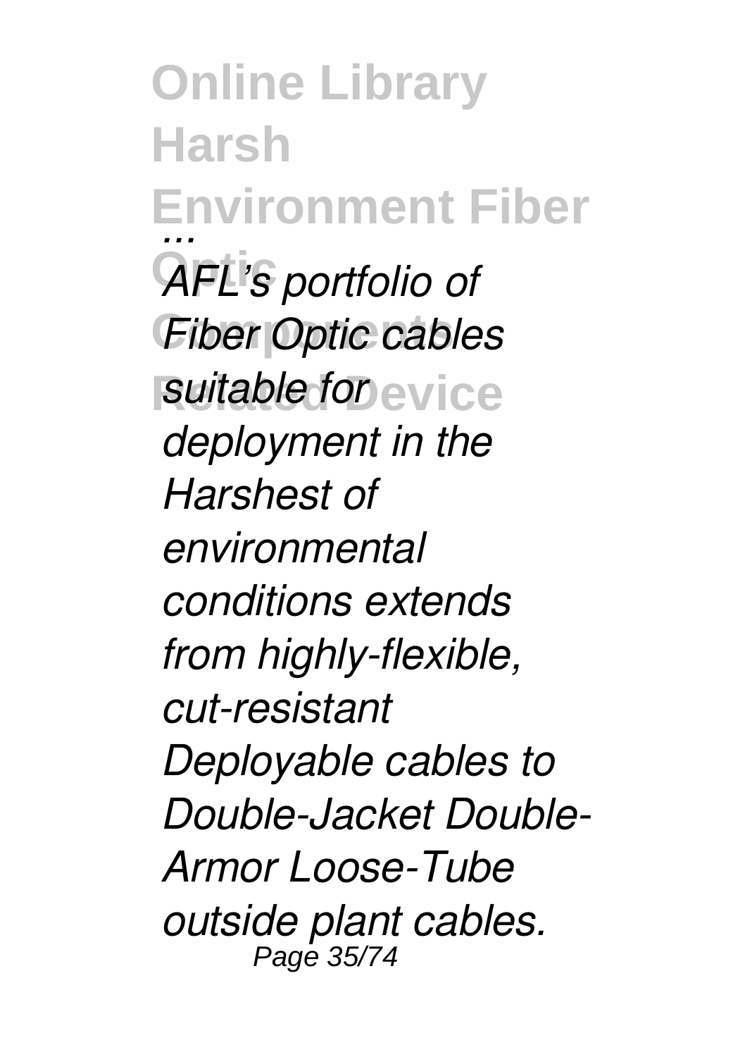*...*

*AFL's portfolio of Fiber Optic cables suitable for deployment in the Harshest of environmental conditions extends from highly-flexible, cut-resistant Deployable cables to Double-Jacket Double-Armor Loose-Tube outside plant cables.*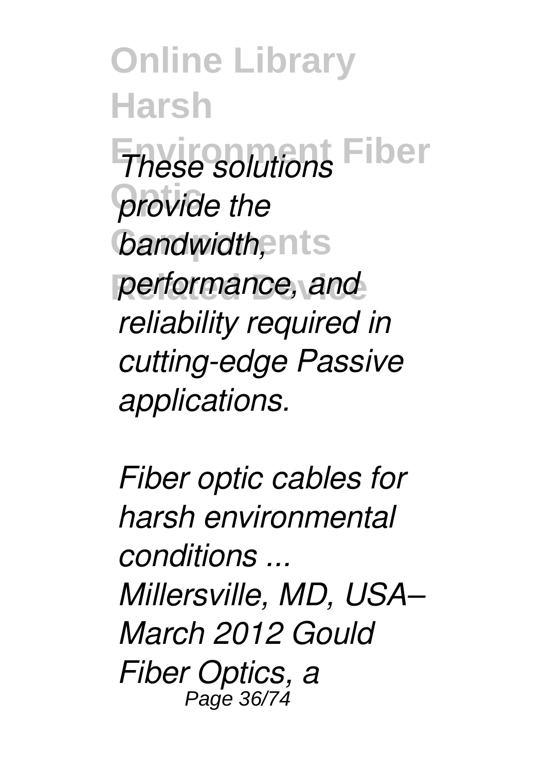*These solutions provide the bandwidth, performance, and reliability required in cutting-edge Passive applications.*

*Fiber optic cables for harsh environmental conditions ...*
*Millersville, MD, USA– March 2012 Gould Fiber Optics, a*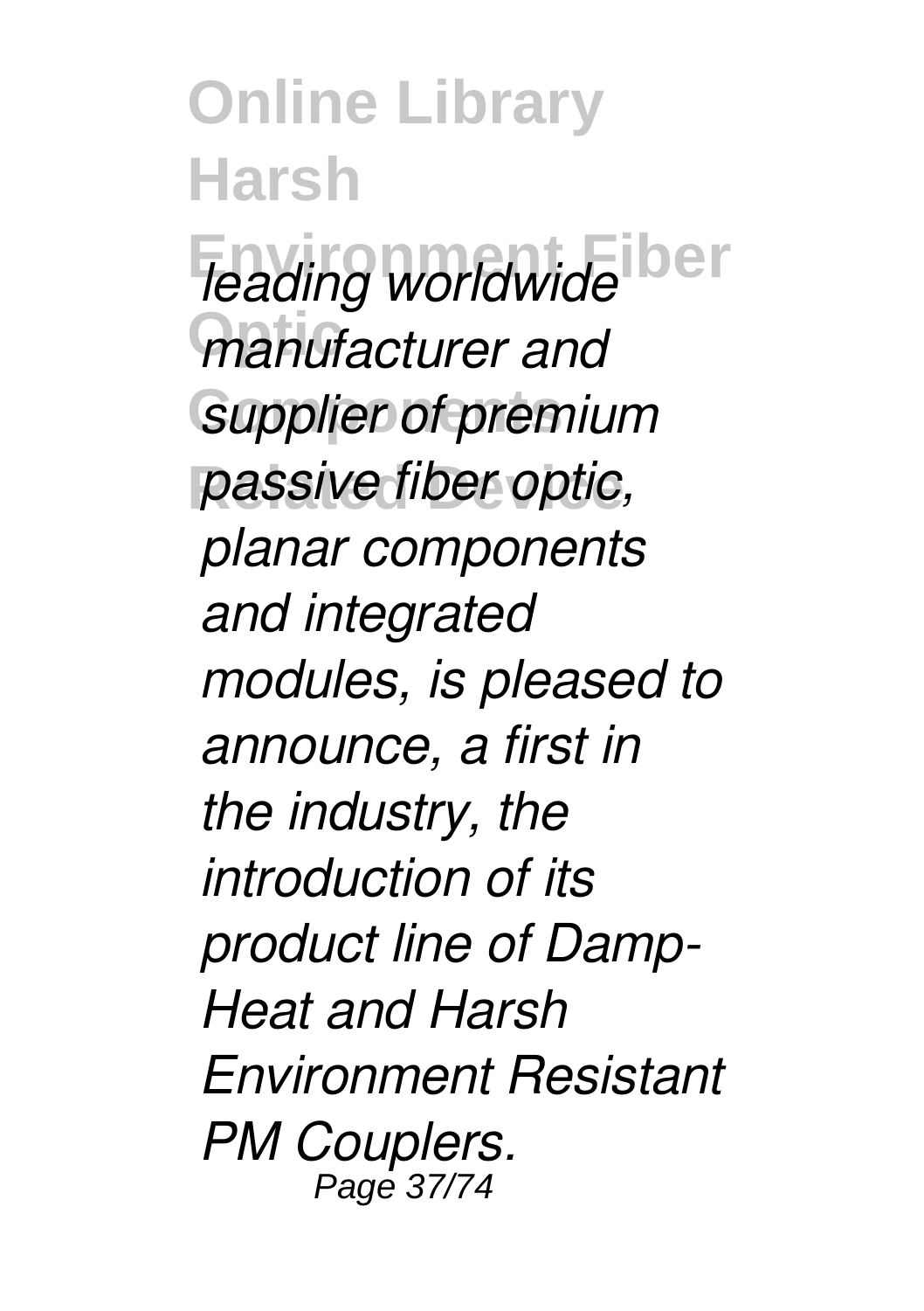*leading worldwide manufacturer and supplier of premium passive fiber optic, planar components and integrated modules, is pleased to announce, a first in the industry, the introduction of its product line of Damp-Heat and Harsh Environment Resistant PM Couplers.*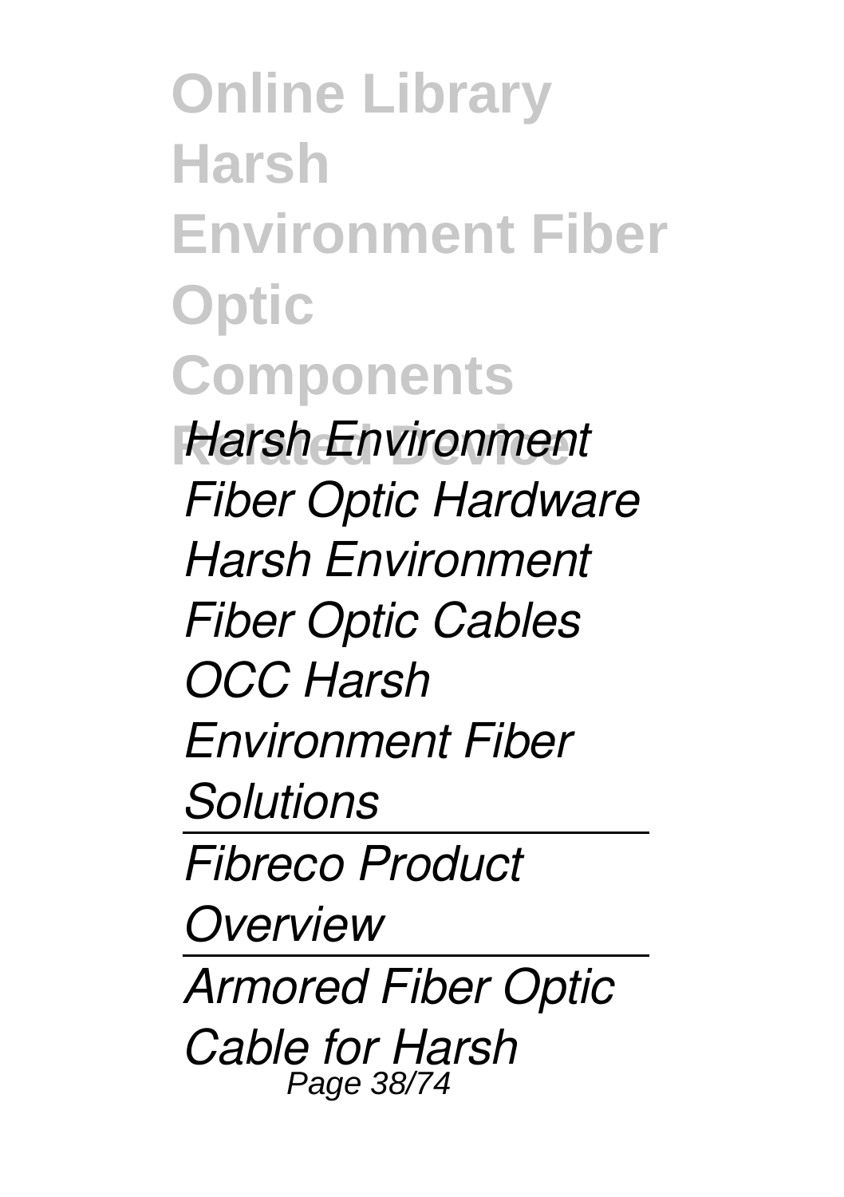*Harsh Environment Fiber Optic Hardware*

*Harsh Environment Fiber Optic Cables*

*OCC Harsh Environment Fiber Solutions*

---

*Fibreco Product Overview*

---

*Armored Fiber Optic Cable for Harsh*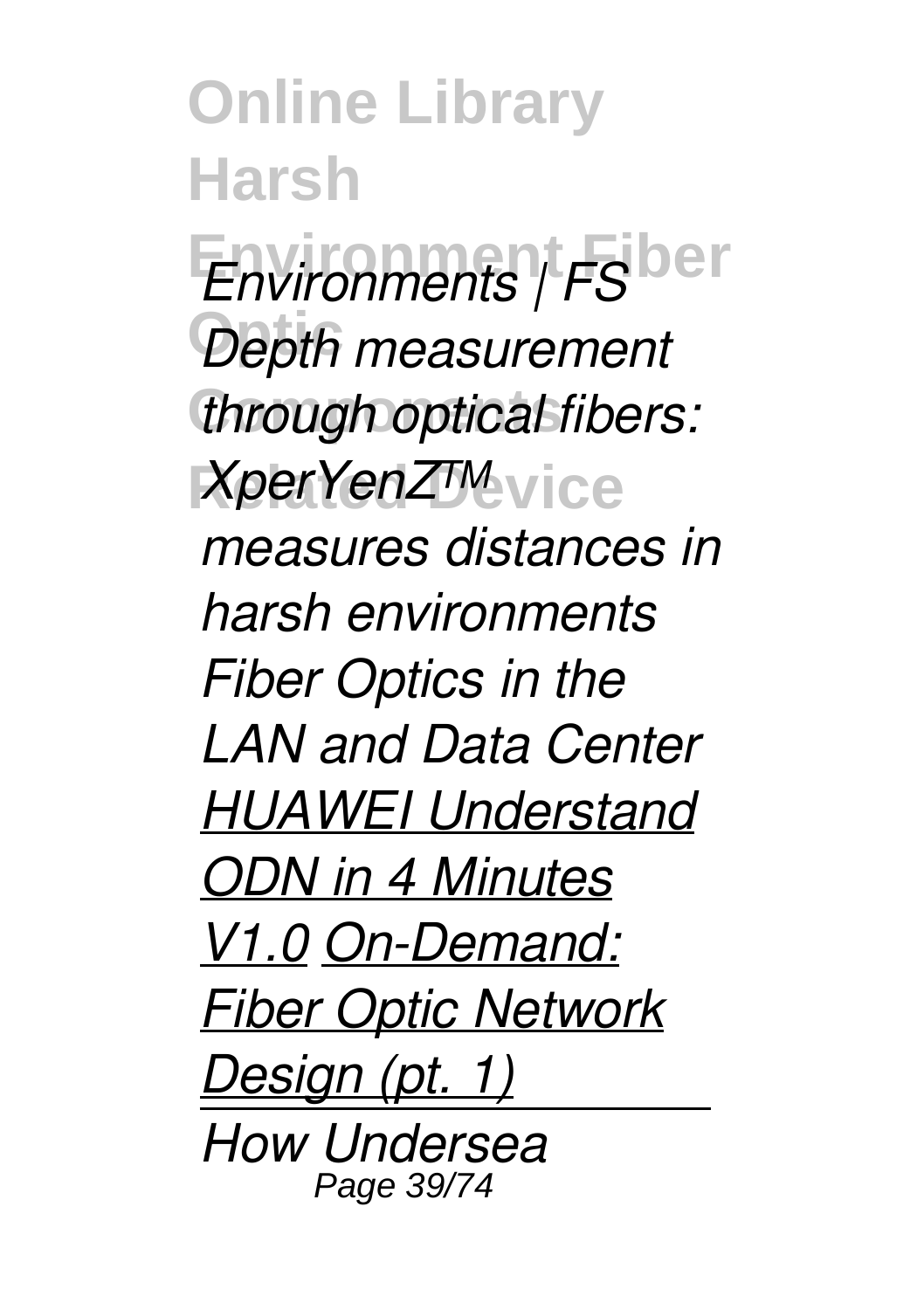*Environments | FS Depth measurement through optical fibers: XperYenZ™ measures distances in harsh environments Fiber Optics in the LAN and Data Center* *HUAWEI Understand ODN in 4 Minutes V1.0* *On-Demand: Fiber Optic Network Design (pt. 1)*

*How Undersea*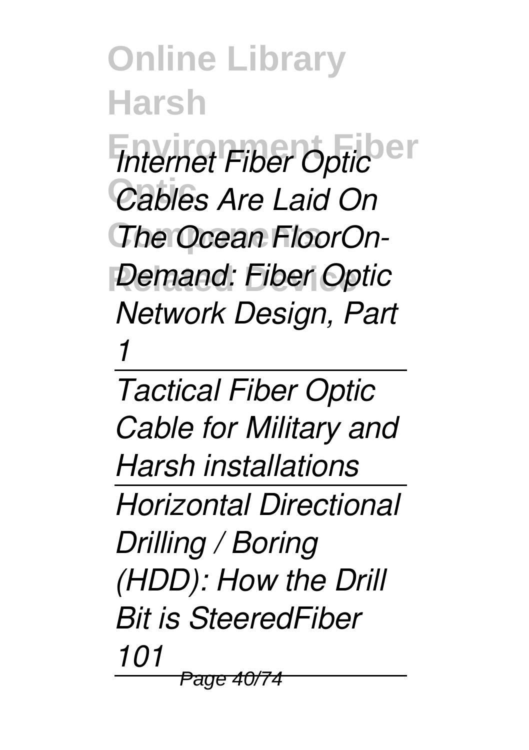*Internet Fiber Optic Cables Are Laid On The Ocean FloorOn-Demand: Fiber Optic Network Design, Part 1*

---

*Tactical Fiber Optic Cable for Military and Harsh installations*

---

*Horizontal Directional Drilling / Boring (HDD): How the Drill Bit is SteeredFiber 101*

---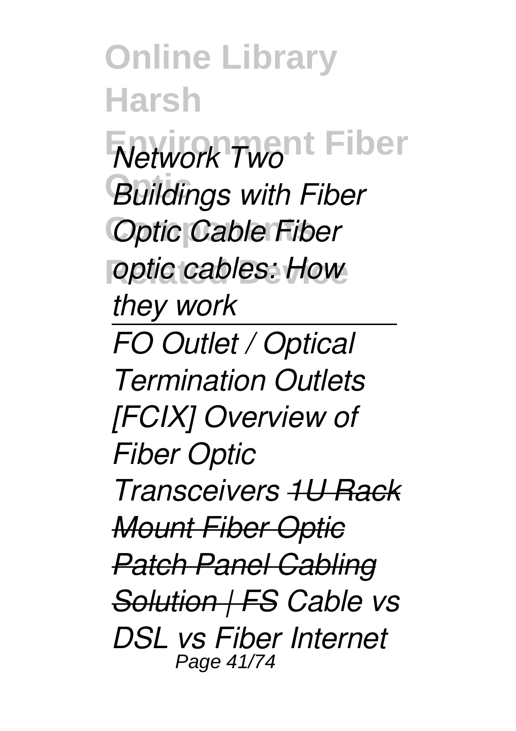*Network Two Buildings with Fiber Optic Cable Fiber optic cables: How they work*

---

*FO Outlet / Optical Termination Outlets [FCIX] Overview of Fiber Optic Transceivers ~~1U Rack Mount Fiber Optic Patch Panel Cabling Solution | FS~~ Cable vs DSL vs Fiber Internet*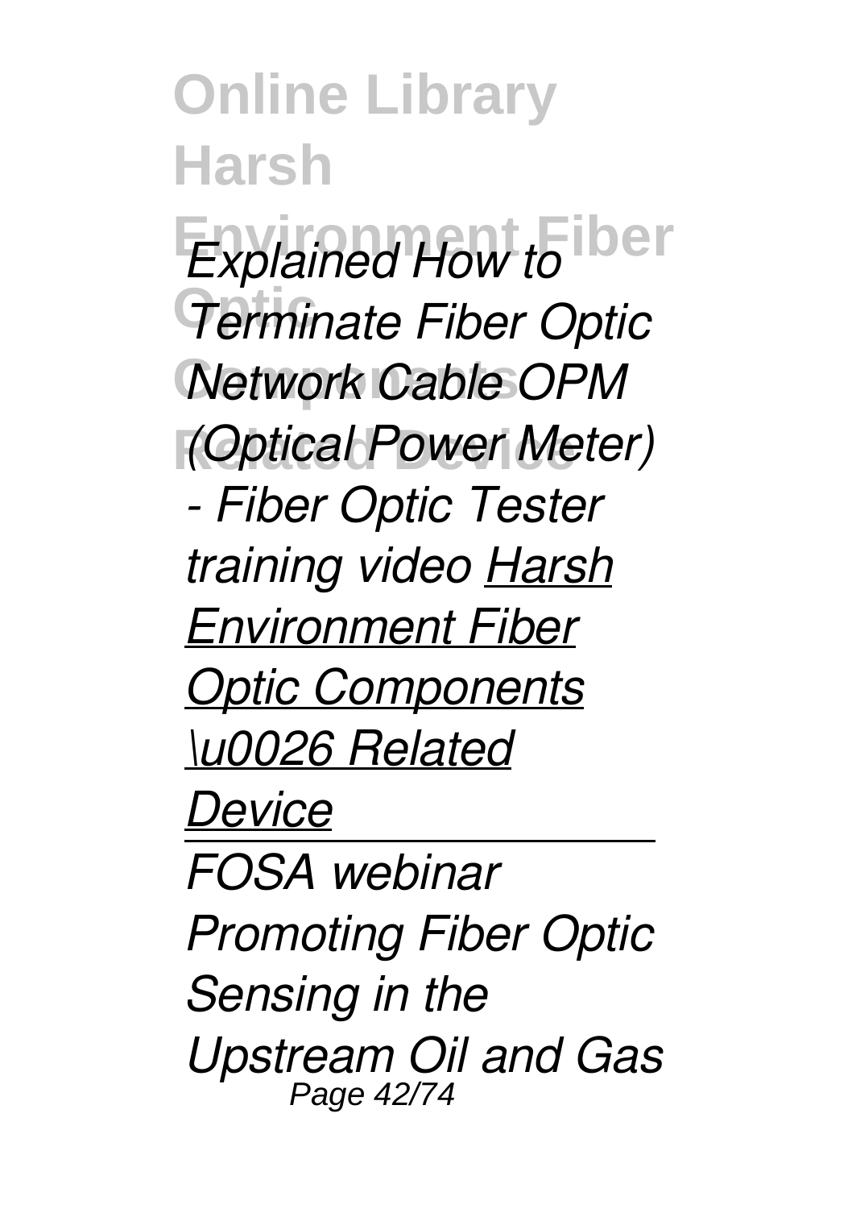*Explained How to Terminate Fiber Optic Network Cable OPM (Optical Power Meter) - Fiber Optic Tester training video* Harsh Environment Fiber Optic Components \u0026 Related Device

---

*FOSA webinar Promoting Fiber Optic Sensing in the Upstream Oil and Gas*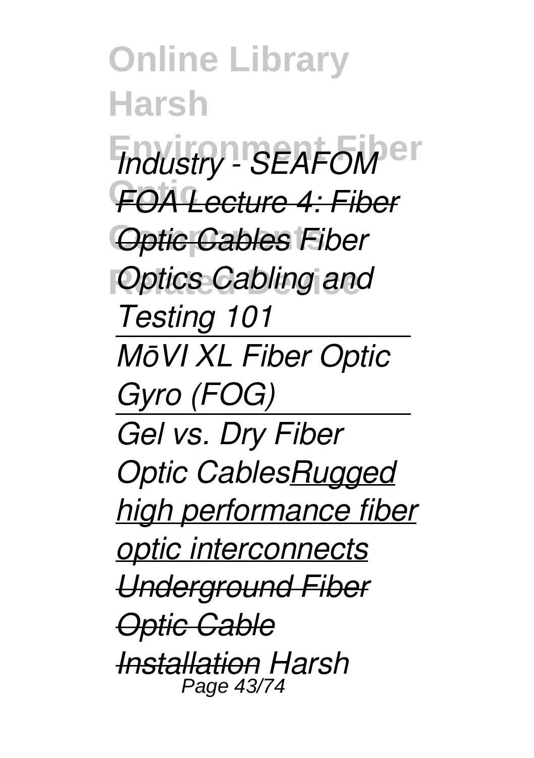*Industry - SEAFOM* ***FOA Lecture 4: Fiber Optic Cables*** *Fiber Optics Cabling and Testing 101*

*MōVI XL Fiber Optic Gyro (FOG)*

*Gel vs. Dry Fiber Optic Cables*Rugged high performance fiber optic interconnects ***Underground Fiber Optic Cable Installation*** *Harsh*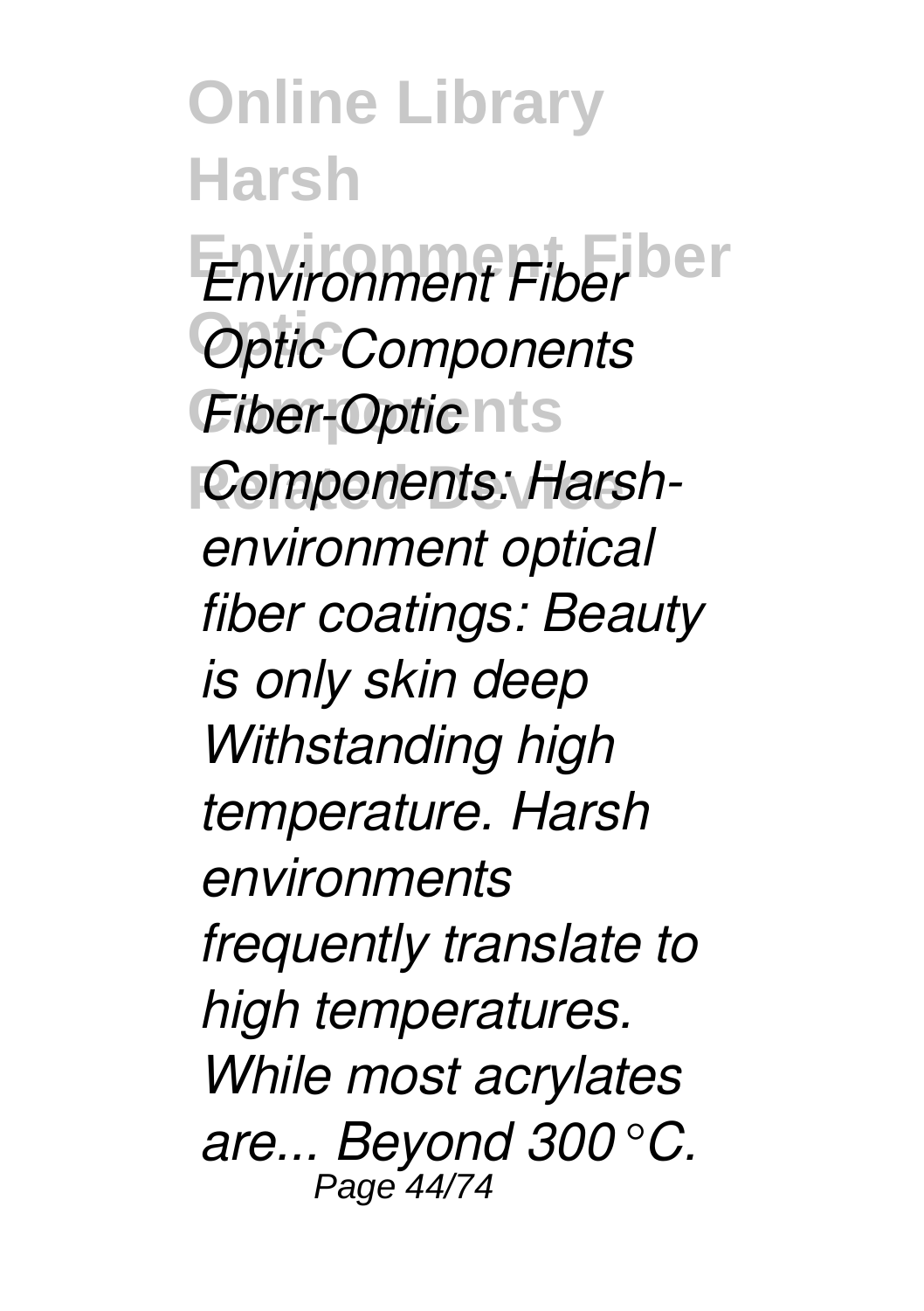*Environment Fiber Optic Components Fiber-Optic Components: Harsh-environment optical fiber coatings: Beauty is only skin deep Withstanding high temperature. Harsh environments frequently translate to high temperatures. While most acrylates are... Beyond 300°C.*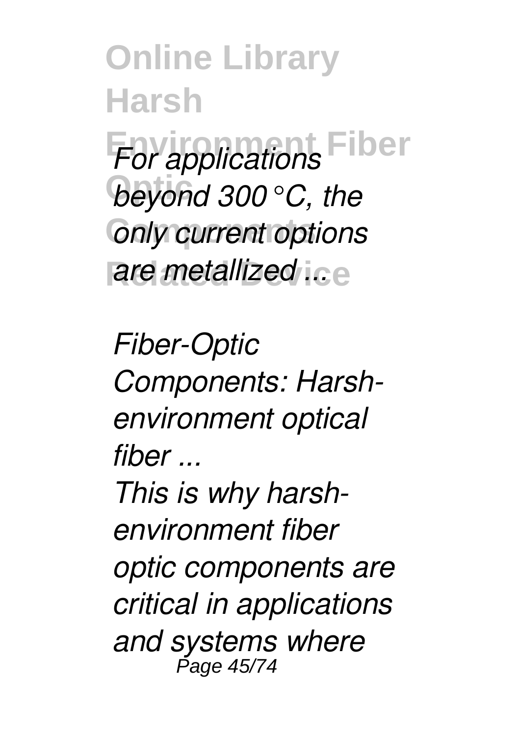*For applications beyond 300°C, the only current options are metallized ...*

*Fiber-Optic Components: Harsh-environment optical fiber ...*

*This is why harsh-environment fiber optic components are critical in applications and systems where*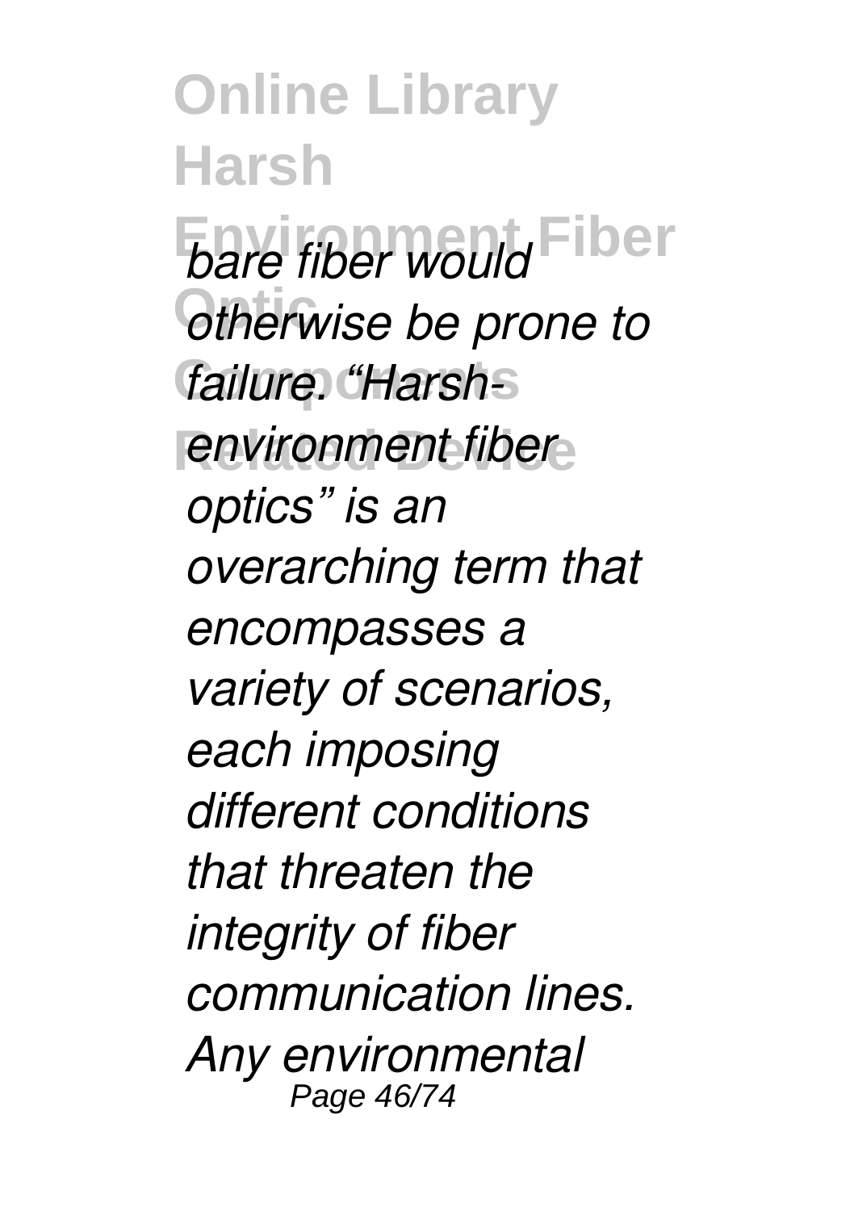*bare fiber would otherwise be prone to failure. "Harsh-environment fiber optics" is an overarching term that encompasses a variety of scenarios, each imposing different conditions that threaten the integrity of fiber communication lines. Any environmental*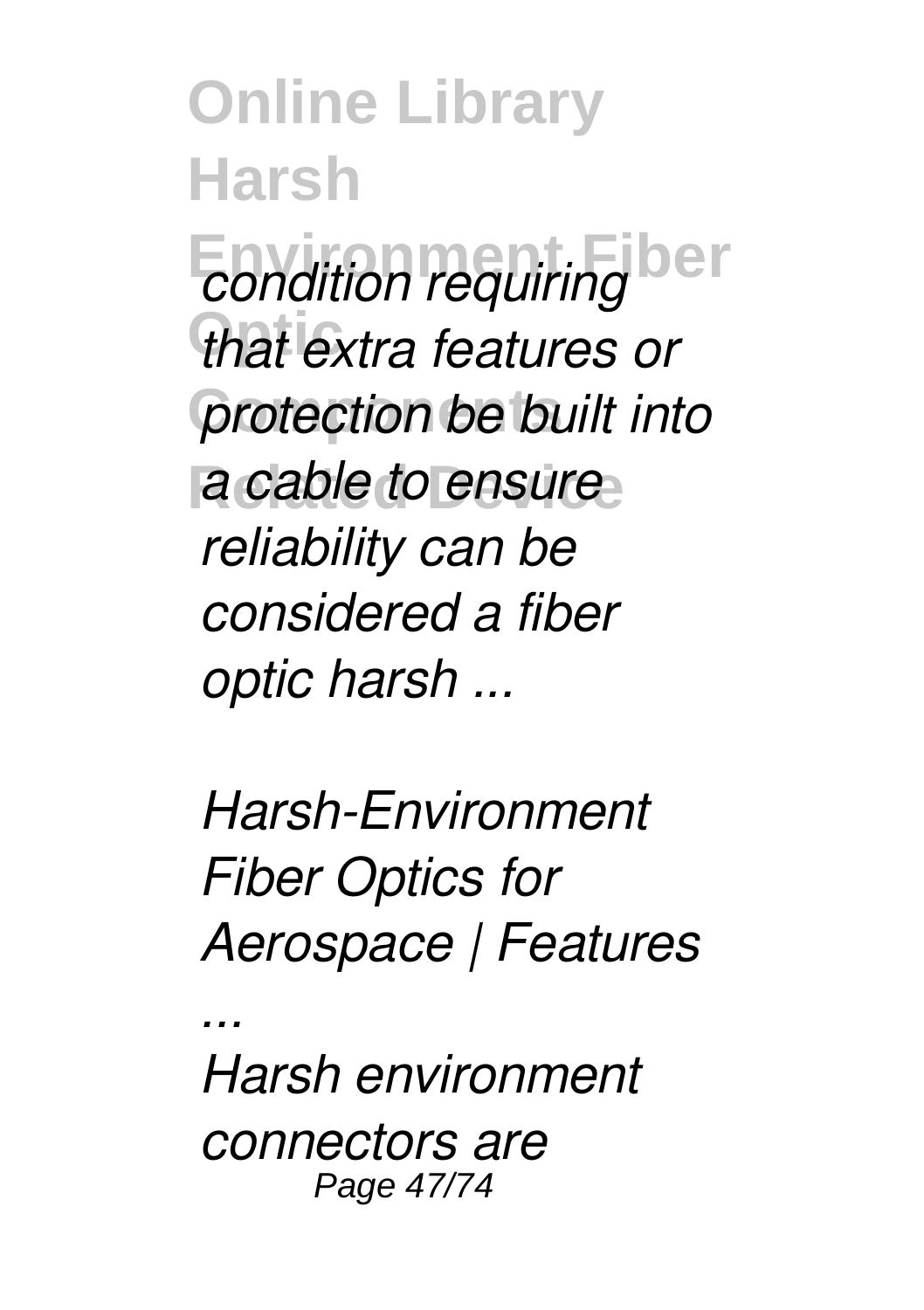*condition requiring that extra features or protection be built into a cable to ensure reliability can be considered a fiber optic harsh ...*

*Harsh-Environment Fiber Optics for Aerospace | Features ...*

*Harsh environment connectors are*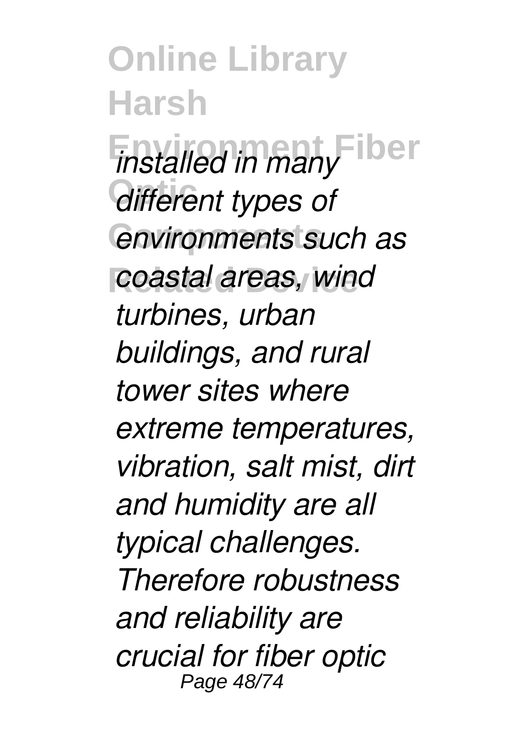*installed in many different types of environments such as coastal areas, wind turbines, urban buildings, and rural tower sites where extreme temperatures, vibration, salt mist, dirt and humidity are all typical challenges. Therefore robustness and reliability are crucial for fiber optic*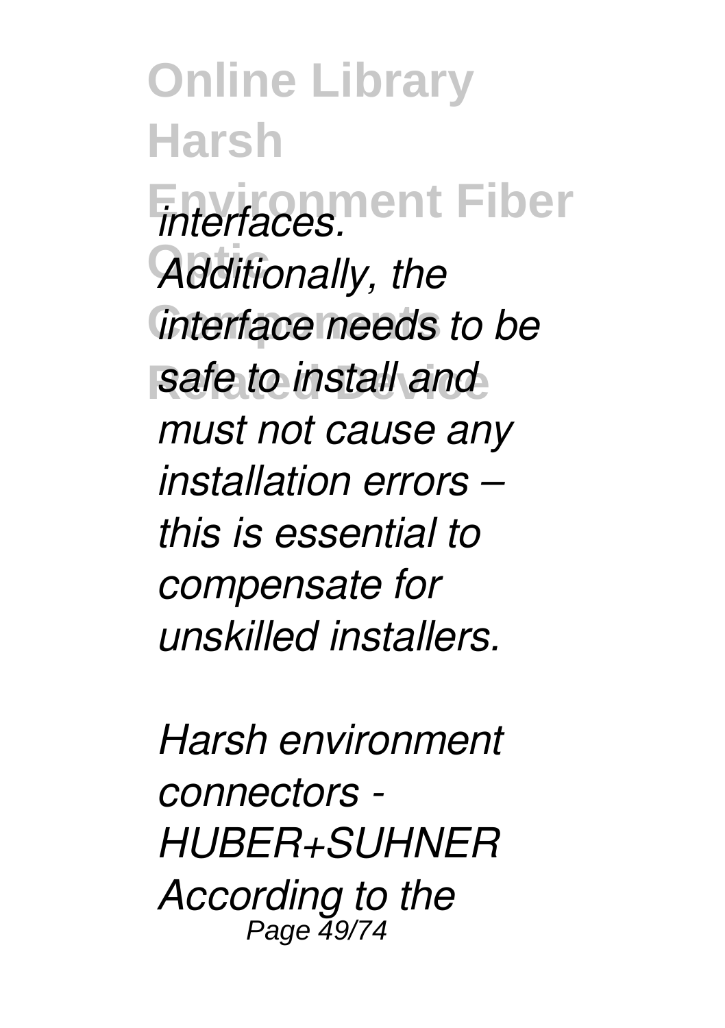*interfaces. Additionally, the interface needs to be safe to install and must not cause any installation errors – this is essential to compensate for unskilled installers.*

*Harsh environment connectors - HUBER+SUHNER According to the*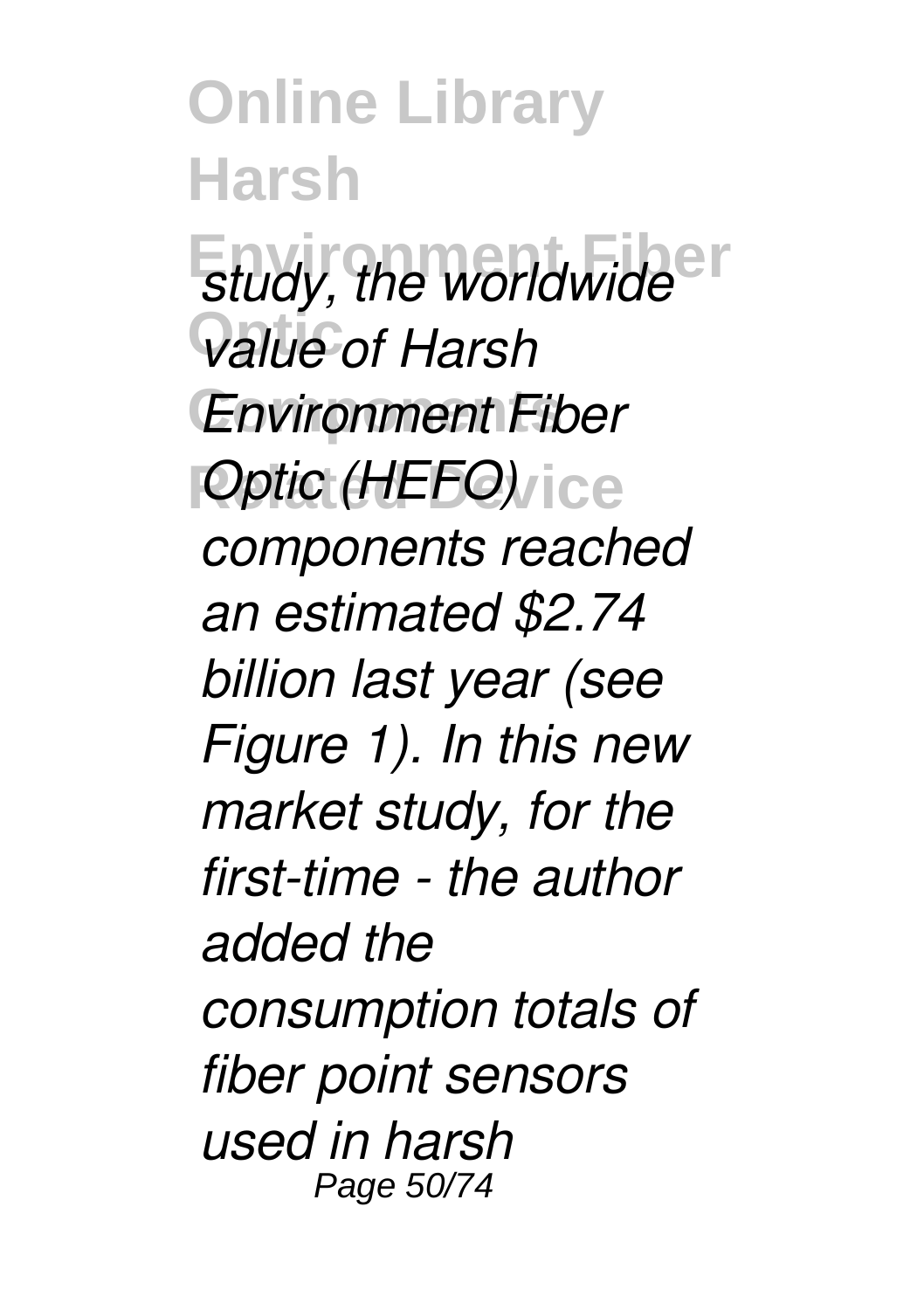*study, the worldwide value of Harsh Environment Fiber Optic (HEFO) components reached an estimated $2.74 billion last year (see Figure 1). In this new market study, for the first-time - the author added the consumption totals of fiber point sensors used in harsh*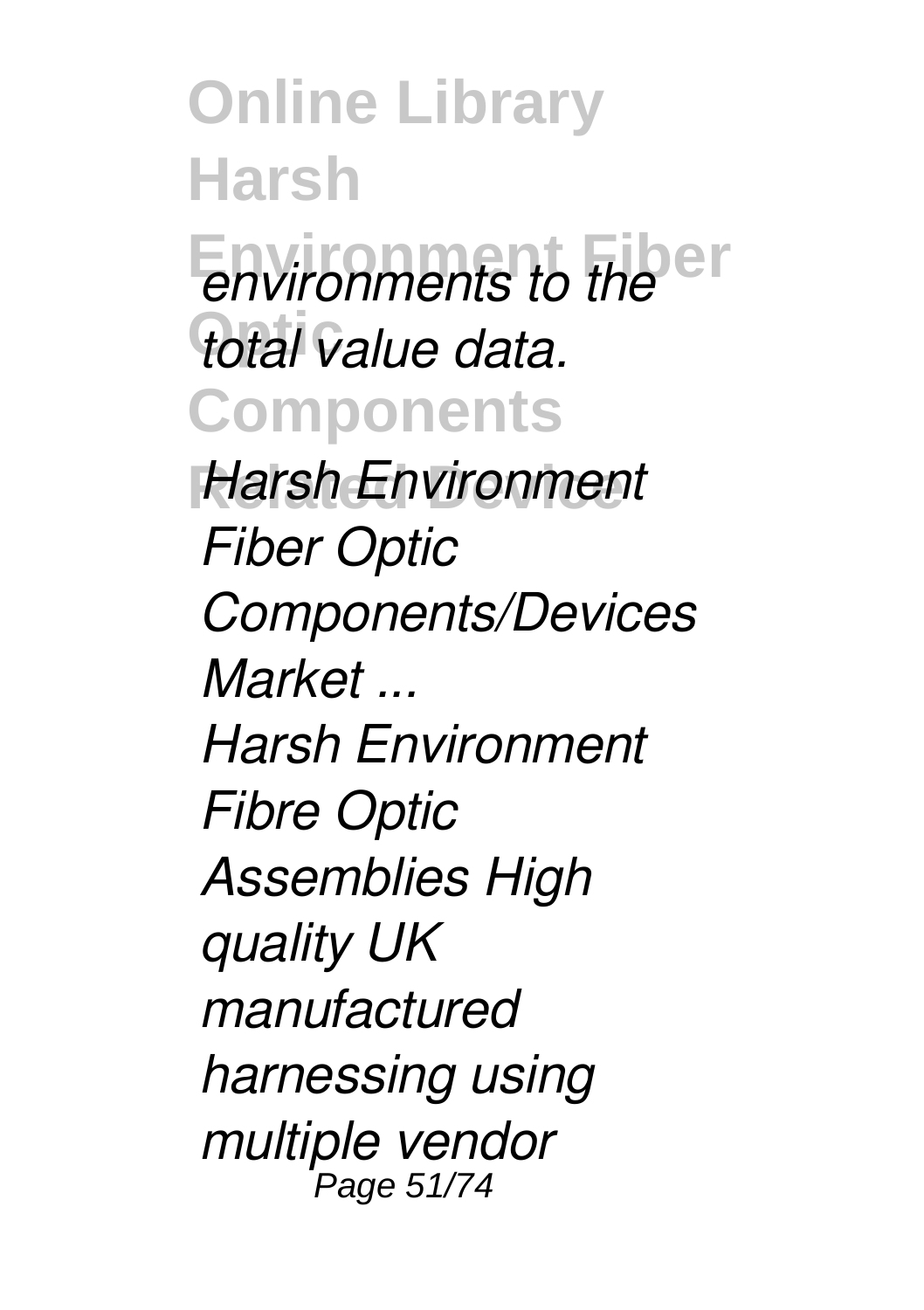*environments to the total value data.*

*Harsh Environment Fiber Optic Components/Devices Market ...*

*Harsh Environment Fibre Optic Assemblies High quality UK manufactured harnessing using multiple vendor*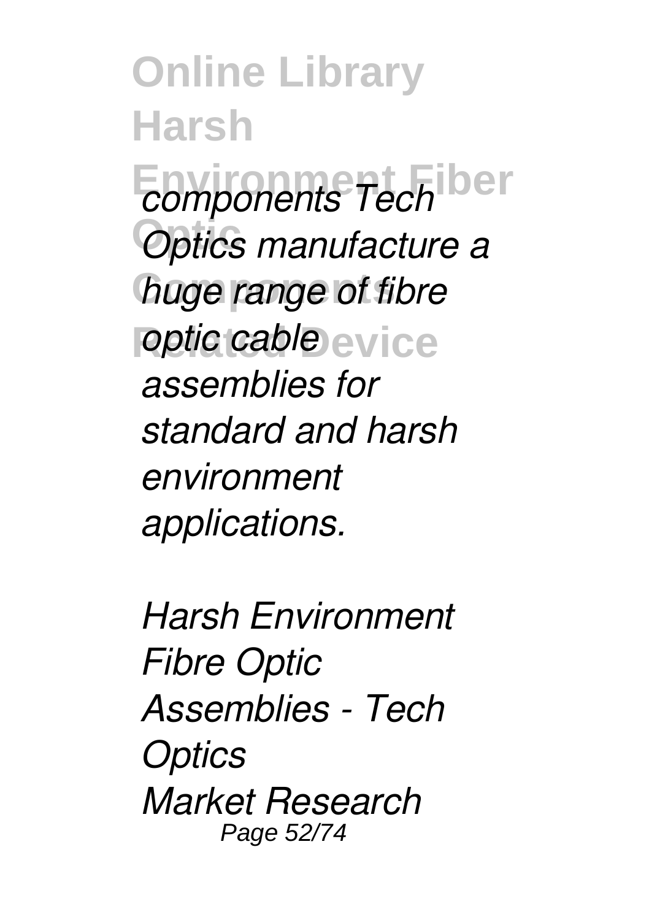*components Tech Optics manufacture a huge range of fibre optic cable assemblies for standard and harsh environment applications.*

*Harsh Environment Fibre Optic Assemblies - Tech Optics*
*Market Research*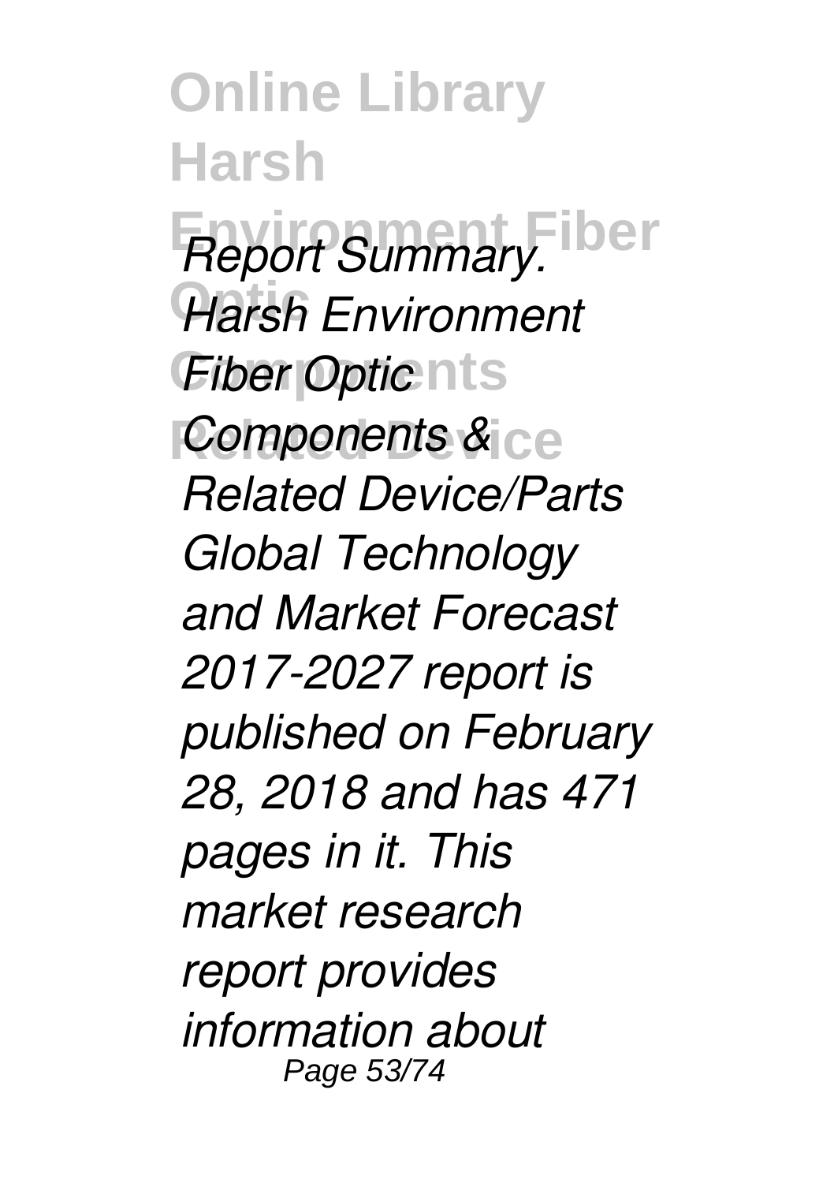*Report Summary. Harsh Environment Fiber Optic Components & Related Device/Parts Global Technology and Market Forecast 2017-2027 report is published on February 28, 2018 and has 471 pages in it. This market research report provides information about*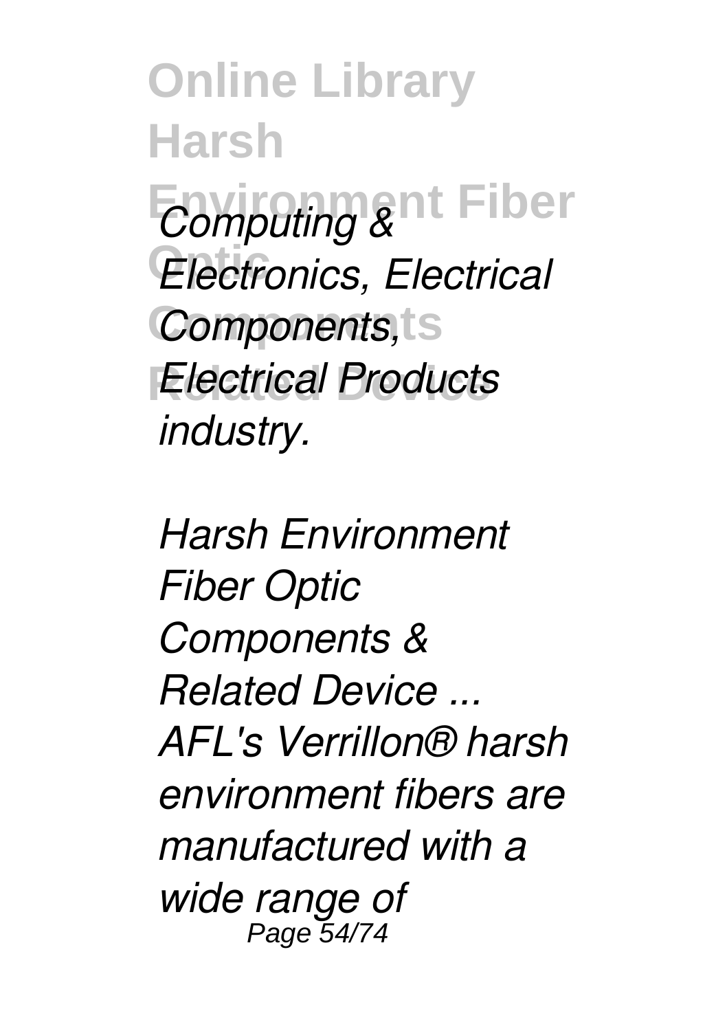*Computing & Electronics, Electrical Components, Electrical Products industry.*

*Harsh Environment Fiber Optic Components & Related Device ...*
*AFL's Verrillon® harsh environment fibers are manufactured with a wide range of*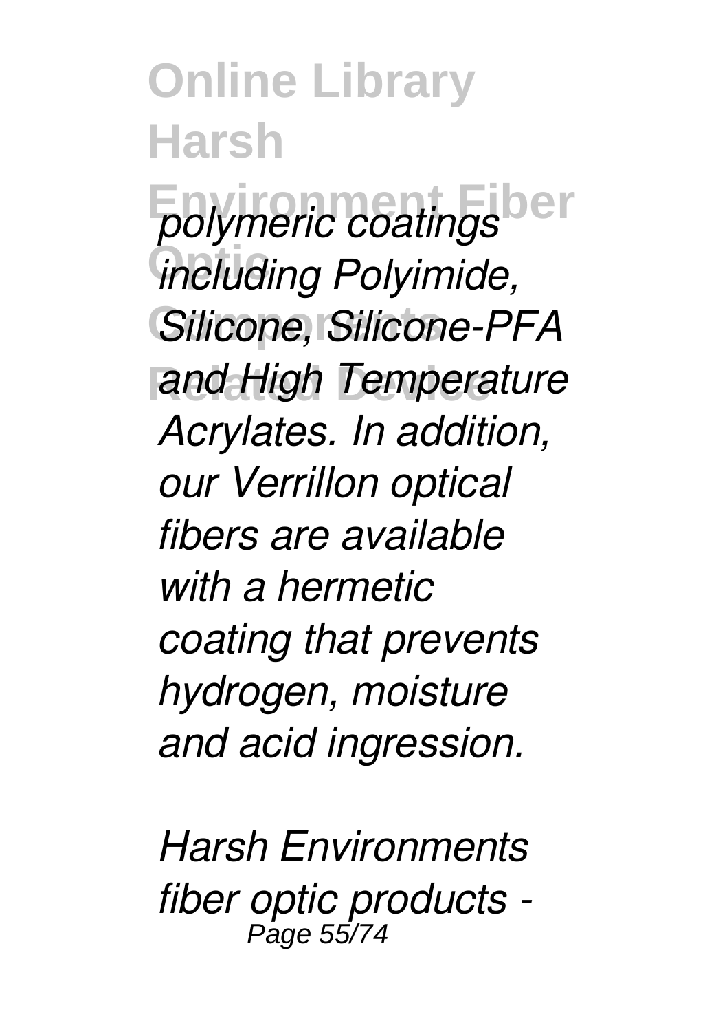*polymeric coatings including Polyimide, Silicone, Silicone-PFA and High Temperature Acrylates. In addition, our Verrillon optical fibers are available with a hermetic coating that prevents hydrogen, moisture and acid ingression.*

*Harsh Environments fiber optic products -*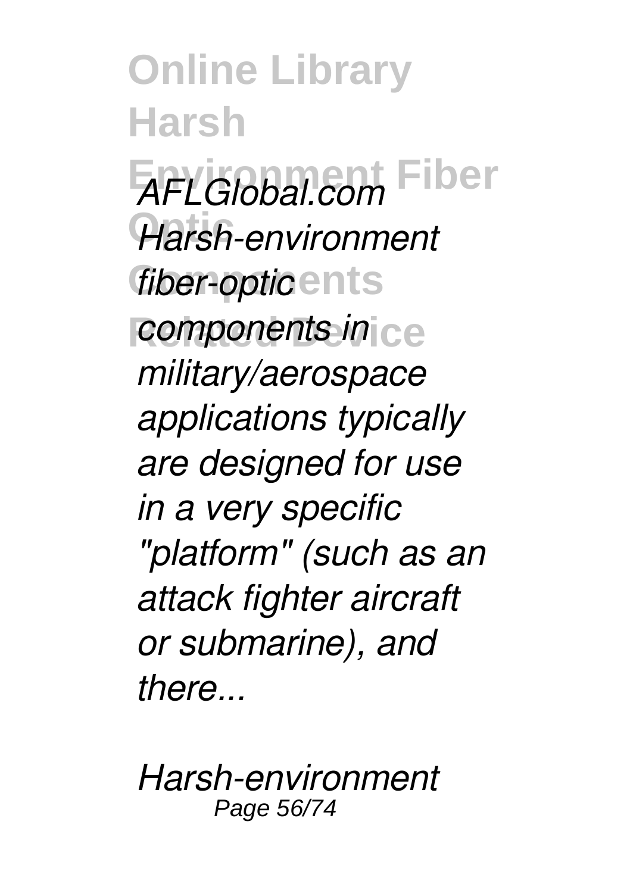*AFLGlobal.com Harsh-environment fiber-optic components in military/aerospace applications typically are designed for use in a very specific "platform" (such as an attack fighter aircraft or submarine), and there...*

*Harsh-environment*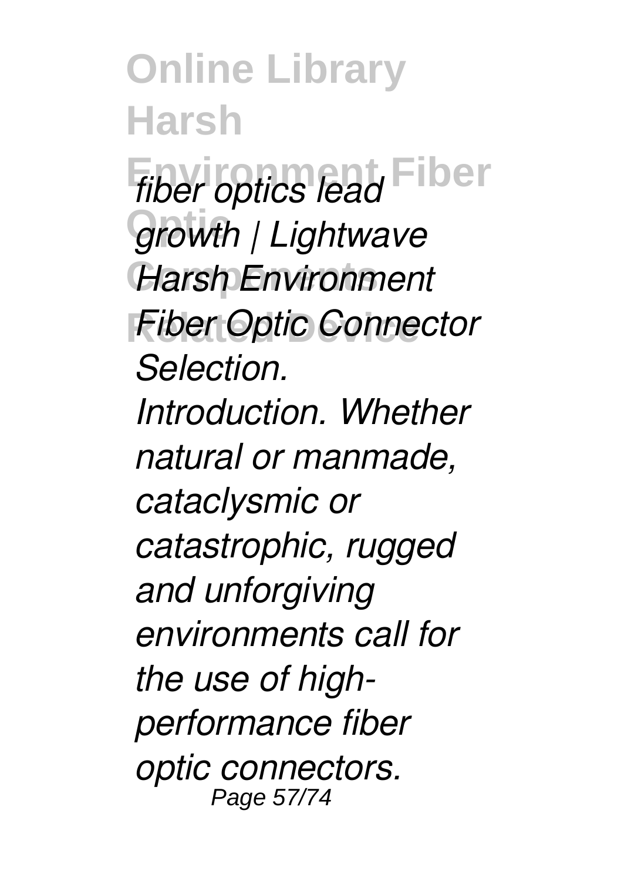*fiber optics lead growth | Lightwave Harsh Environment Fiber Optic Connector Selection. Introduction. Whether natural or manmade, cataclysmic or catastrophic, rugged and unforgiving environments call for the use of high-performance fiber optic connectors.*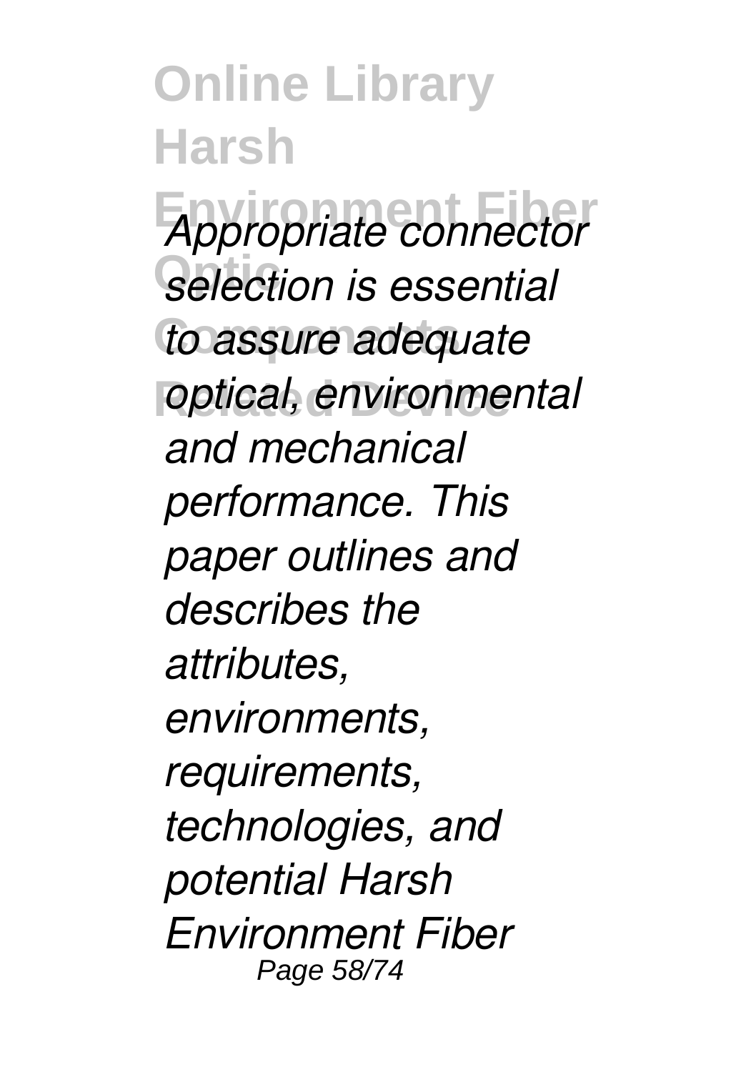*Appropriate connector selection is essential to assure adequate optical, environmental and mechanical performance. This paper outlines and describes the attributes, environments, requirements, technologies, and potential Harsh Environment Fiber*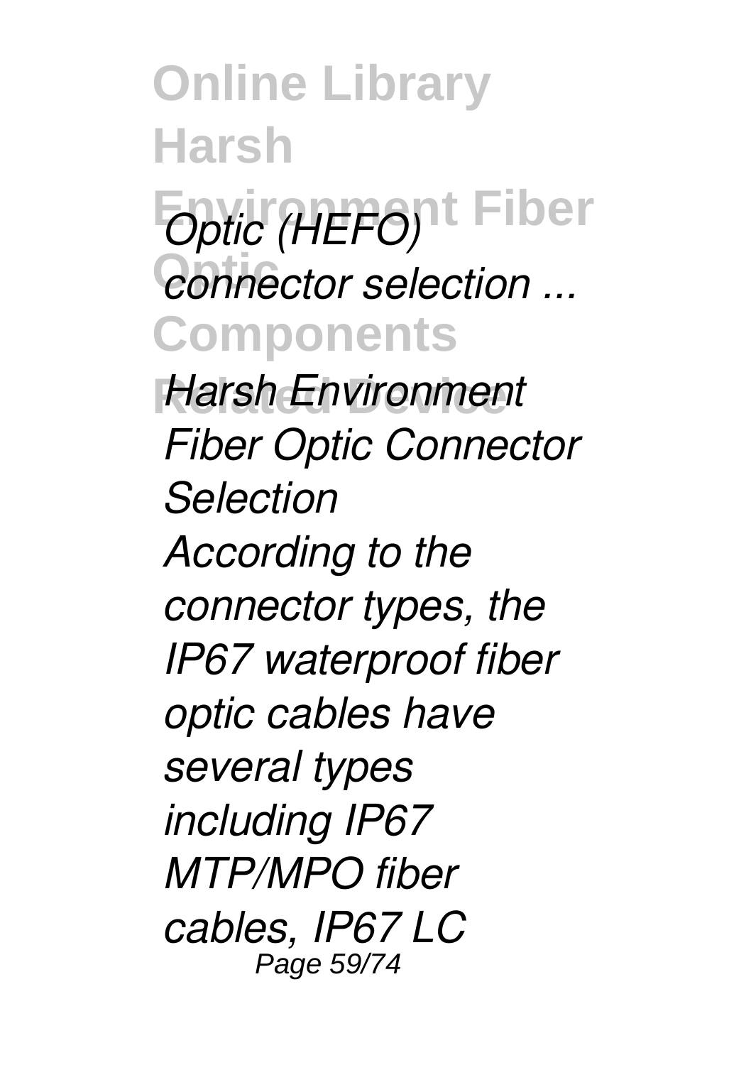*Optic (HEFO) connector selection ...*

*Harsh Environment Fiber Optic Connector Selection*

*According to the connector types, the IP67 waterproof fiber optic cables have several types including IP67 MTP/MPO fiber cables, IP67 LC*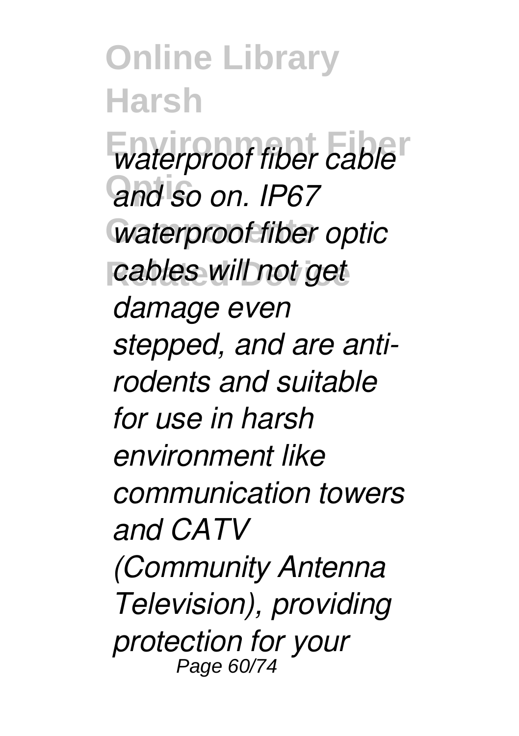*waterproof fiber cable and so on. IP67 waterproof fiber optic cables will not get damage even stepped, and are anti-rodents and suitable for use in harsh environment like communication towers and CATV (Community Antenna Television), providing protection for your*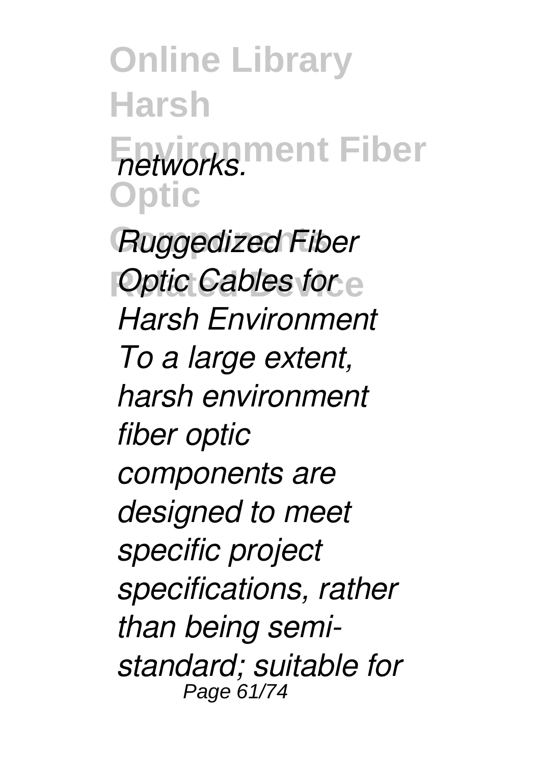*networks.*

***Ruggedized Fiber Optic Cables for Harsh Environment***

*To a large extent, harsh environment fiber optic components are designed to meet specific project specifications, rather than being semi-standard; suitable for*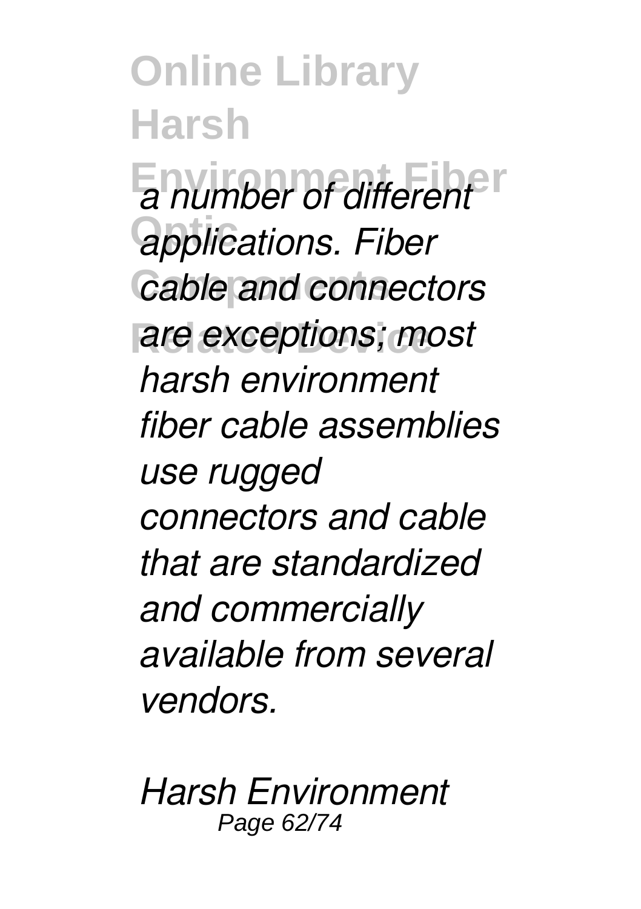*a number of different applications. Fiber cable and connectors are exceptions; most harsh environment fiber cable assemblies use rugged connectors and cable that are standardized and commercially available from several vendors.*

*Harsh Environment*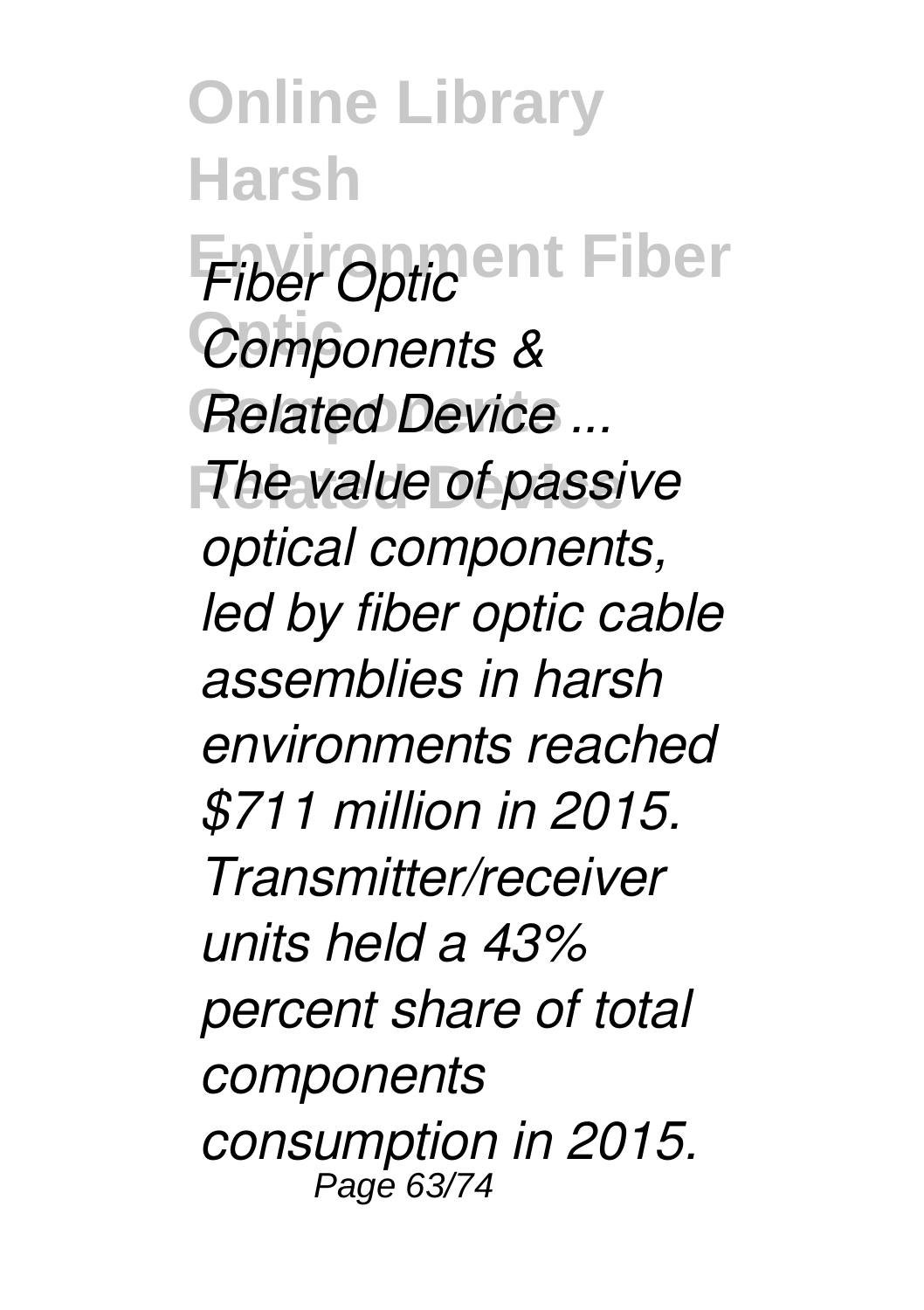*Fiber Optic Components & Related Device ...*

*The value of passive optical components, led by fiber optic cable assemblies in harsh environments reached $711 million in 2015. Transmitter/receiver units held a 43% percent share of total components consumption in 2015.*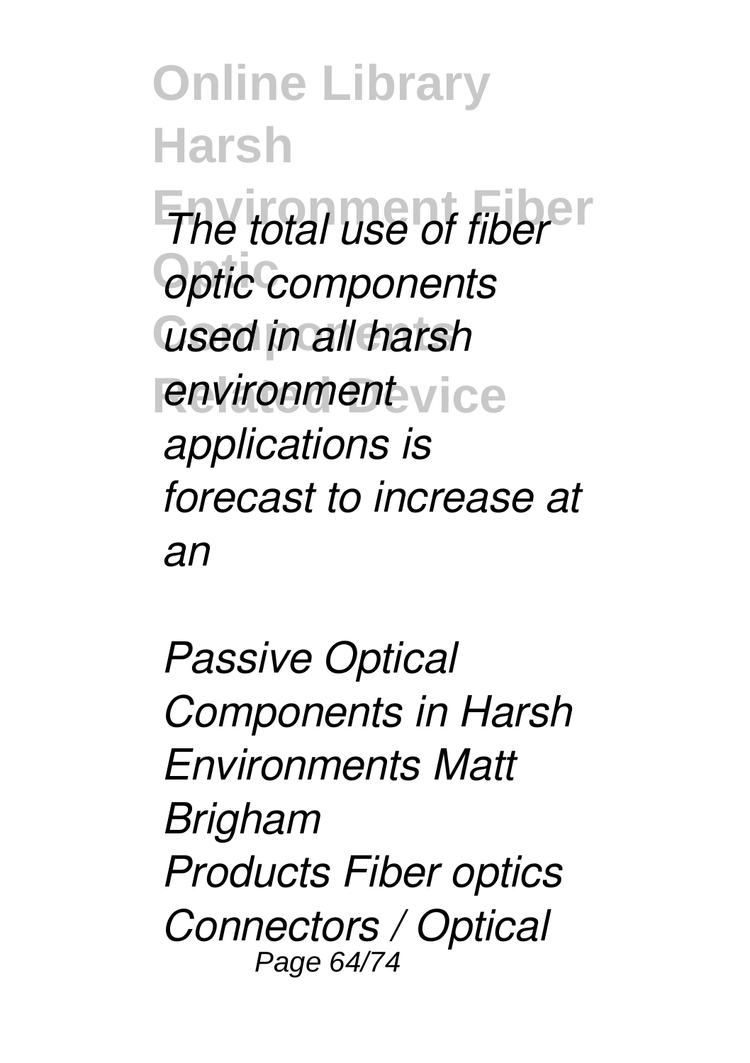*The total use of fiber optic components used in all harsh environment applications is forecast to increase at an*

*Passive Optical Components in Harsh Environments Matt Brigham*

*Products Fiber optics Connectors / Optical*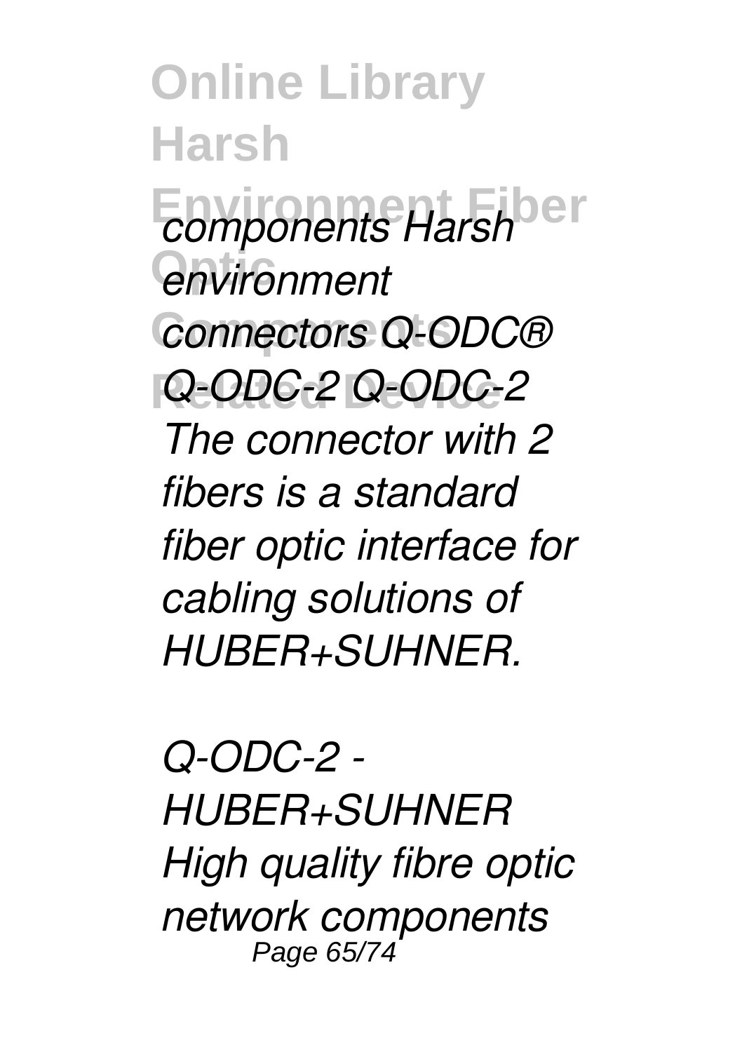*components Harsh environment connectors Q-ODC® Q-ODC-2 Q-ODC-2 The connector with 2 fibers is a standard fiber optic interface for cabling solutions of HUBER+SUHNER.*

*Q-ODC-2 - HUBER+SUHNER High quality fibre optic network components*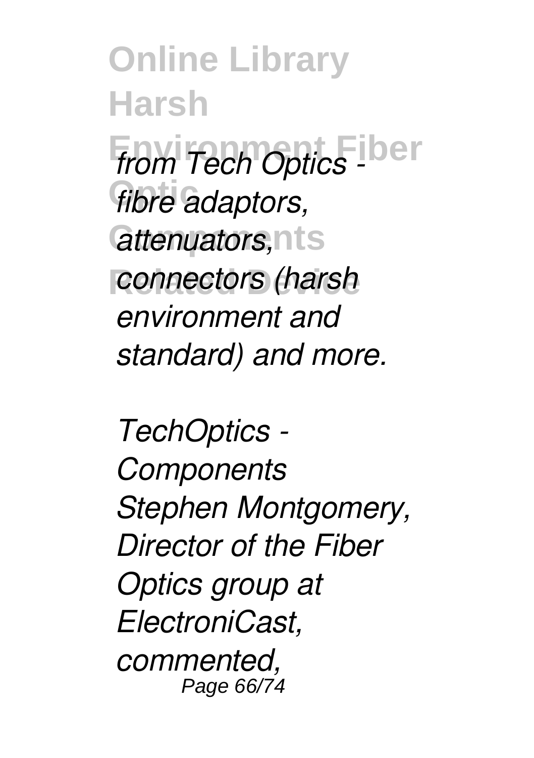*from Tech Optics - fibre adaptors, attenuators, connectors (harsh environment and standard) and more.*

*TechOptics - Components*

*Stephen Montgomery, Director of the Fiber Optics group at ElectroniCast, commented,*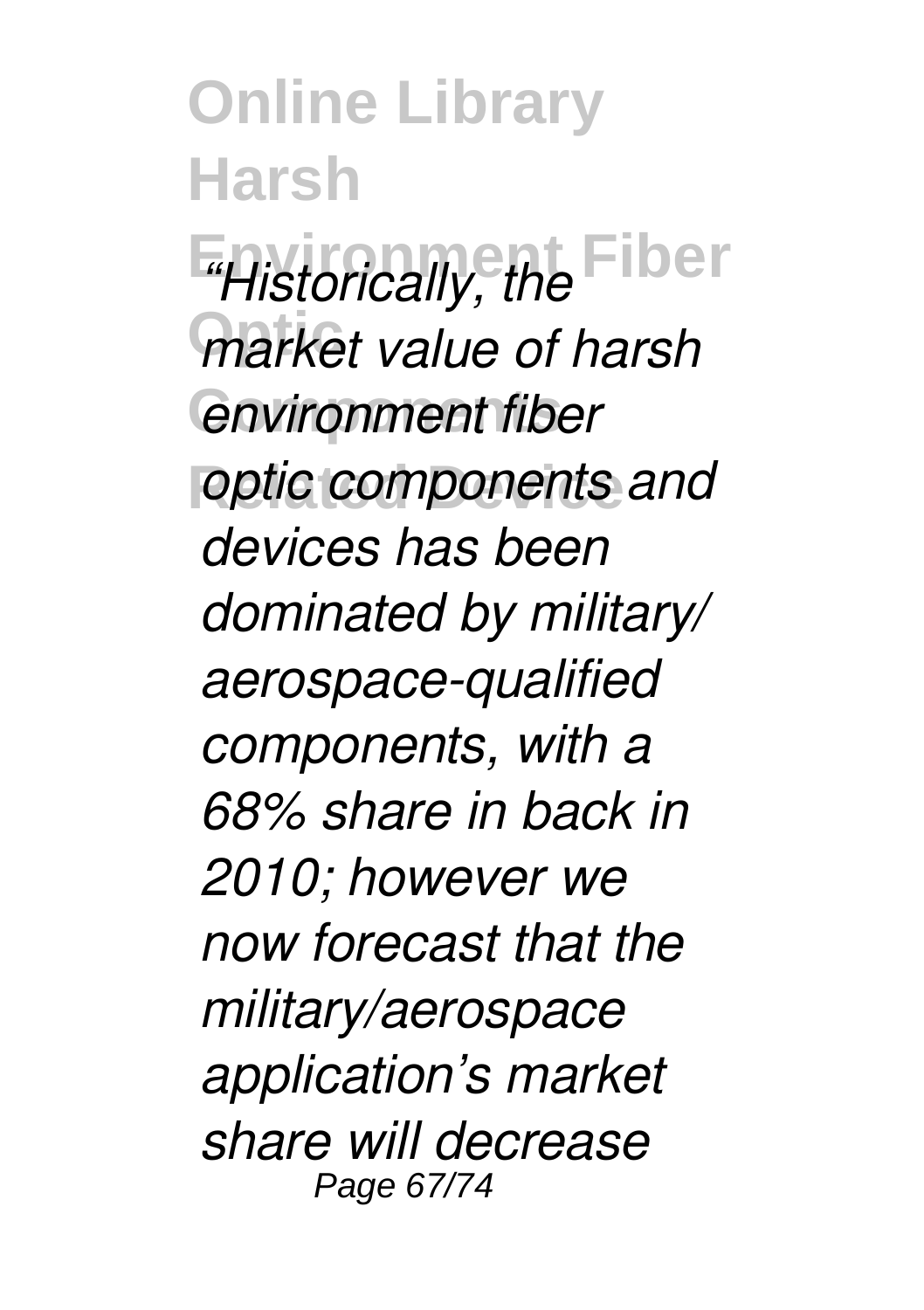*"Historically, the market value of harsh environment fiber optic components and devices has been dominated by military/ aerospace-qualified components, with a 68% share in back in 2010; however we now forecast that the military/aerospace application's market share will decrease*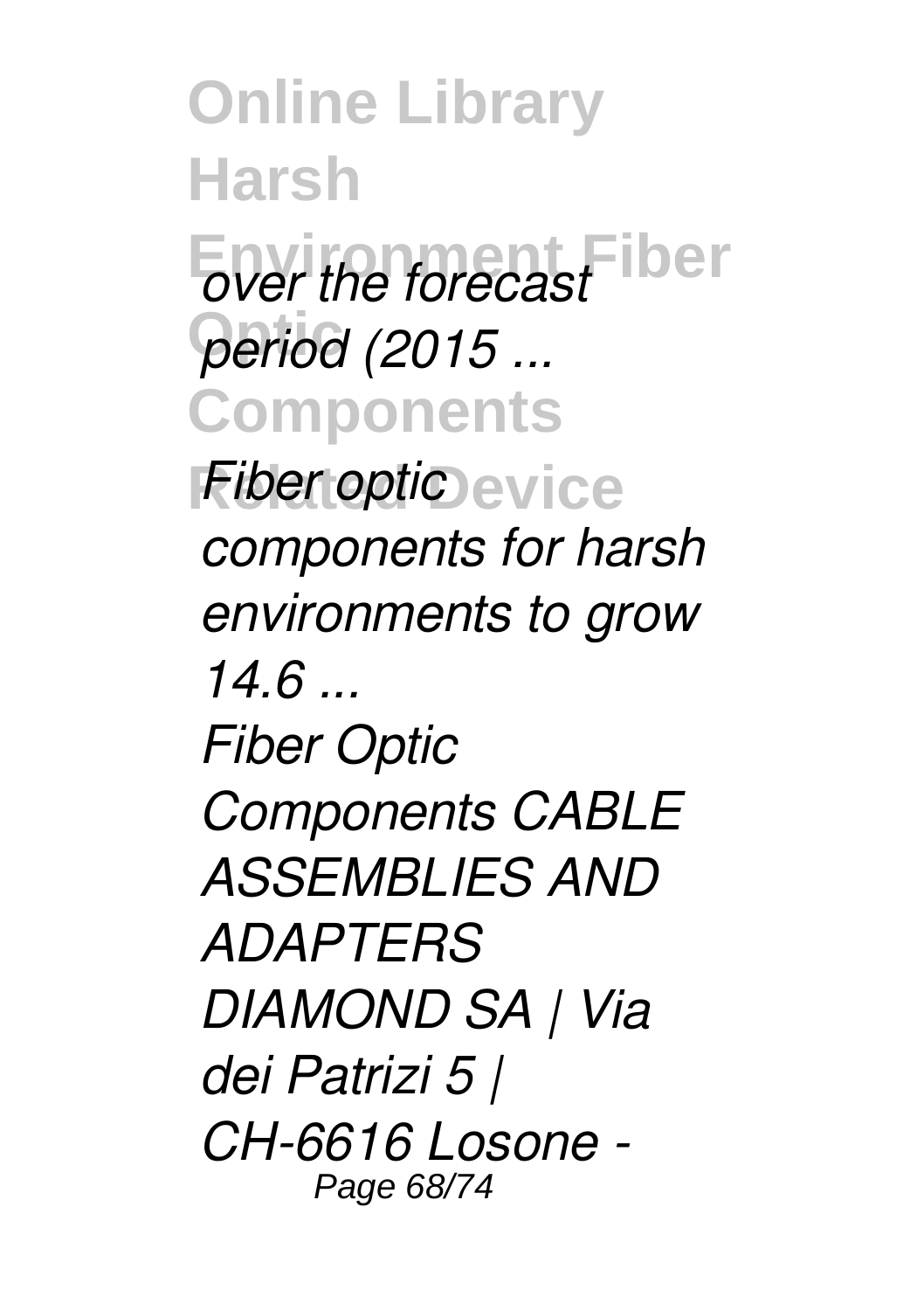*over the forecast period (2015 ...*

*Fiber optic components for harsh environments to grow 14.6 ...*

*Fiber Optic Components CABLE ASSEMBLIES AND ADAPTERS DIAMOND SA | Via dei Patrizi 5 | CH-6616 Losone -*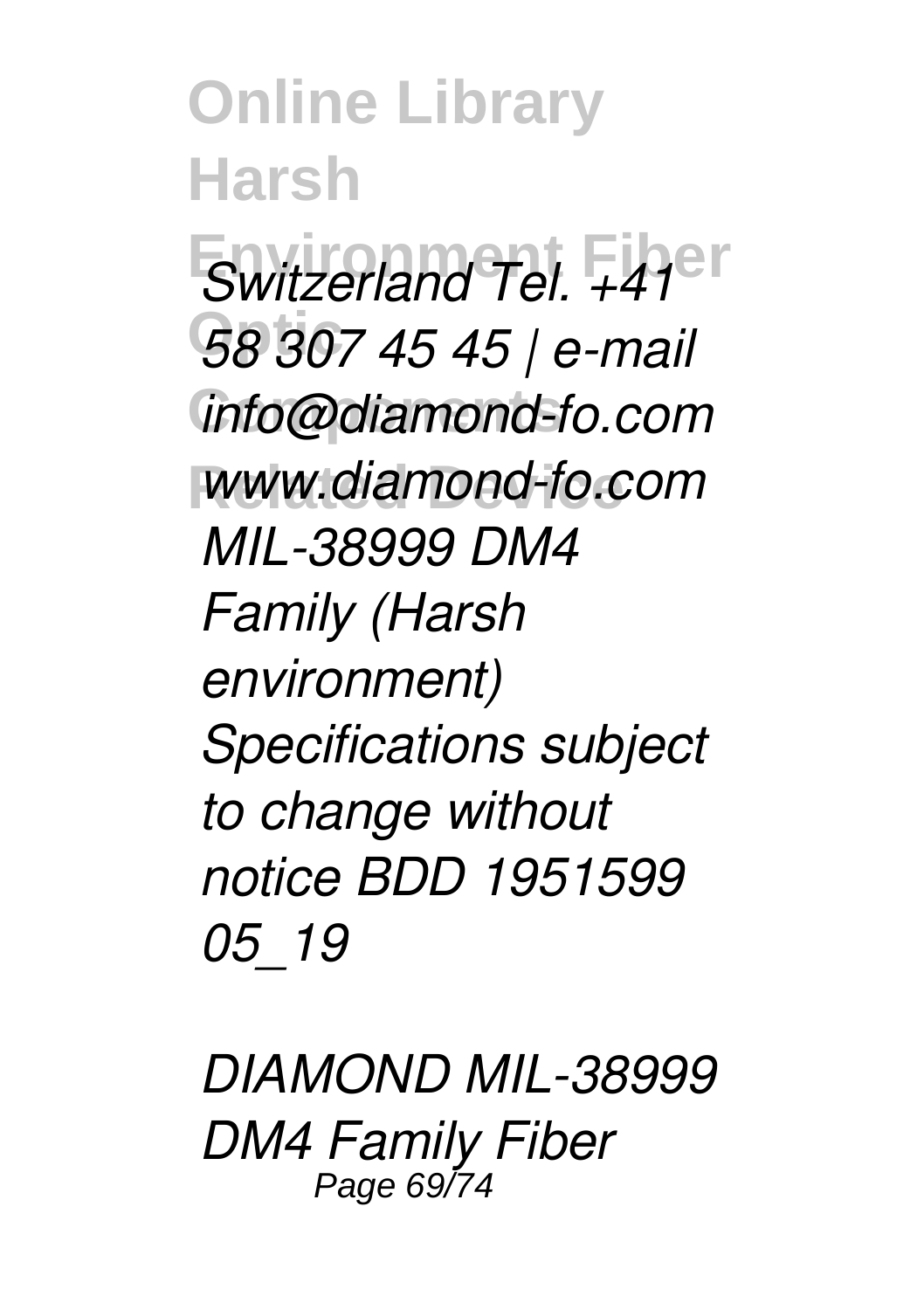*Switzerland Tel. +41 58 307 45 45 | e-mail info@diamond-fo.com www.diamond-fo.com MIL-38999 DM4 Family (Harsh environment) Specifications subject to change without notice BDD 1951599 05_19*

*DIAMOND MIL-38999 DM4 Family Fiber*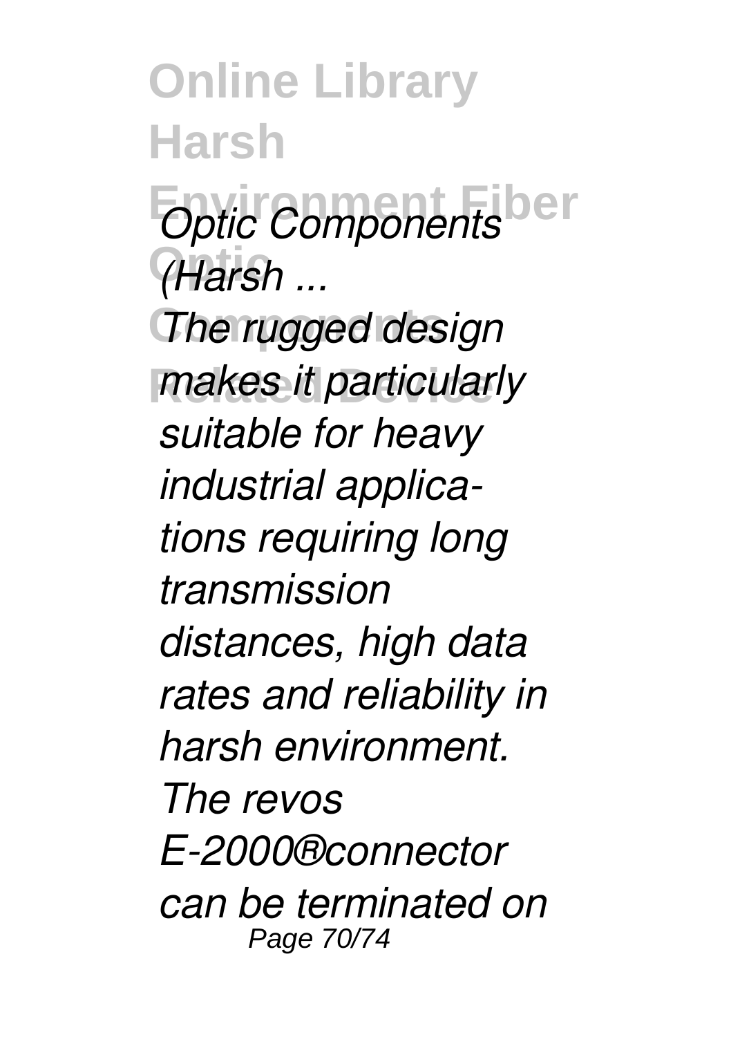*Optic Components (Harsh ...*

*The rugged design makes it particularly suitable for heavy industrial applica-tions requiring long transmission distances, high data rates and reliability in harsh environment. The revos E-2000®connector can be terminated on*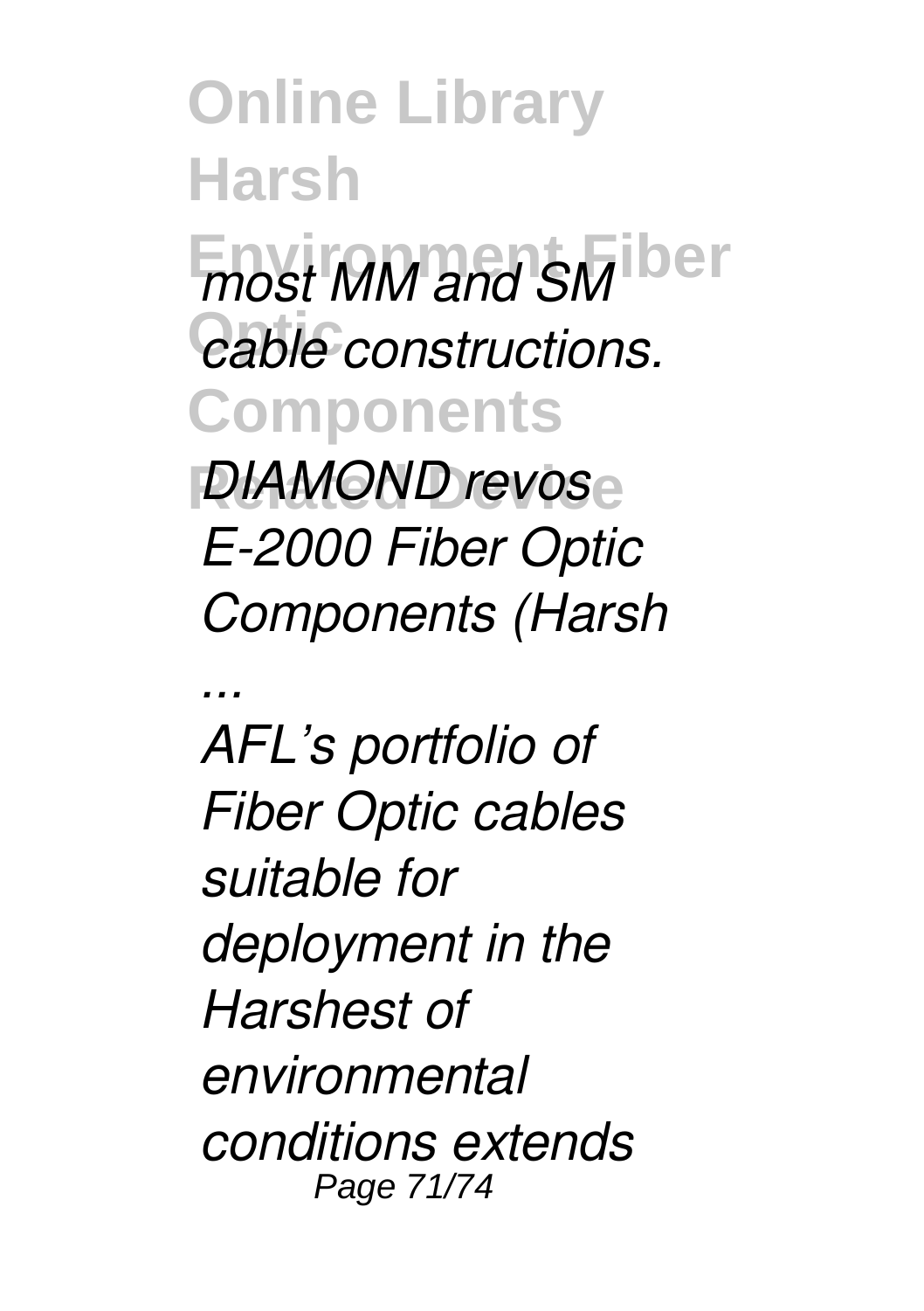*most MM and SM cable constructions.*

*DIAMOND revos E-2000 Fiber Optic Components (Harsh ...*

*AFL's portfolio of Fiber Optic cables suitable for deployment in the Harshest of environmental conditions extends*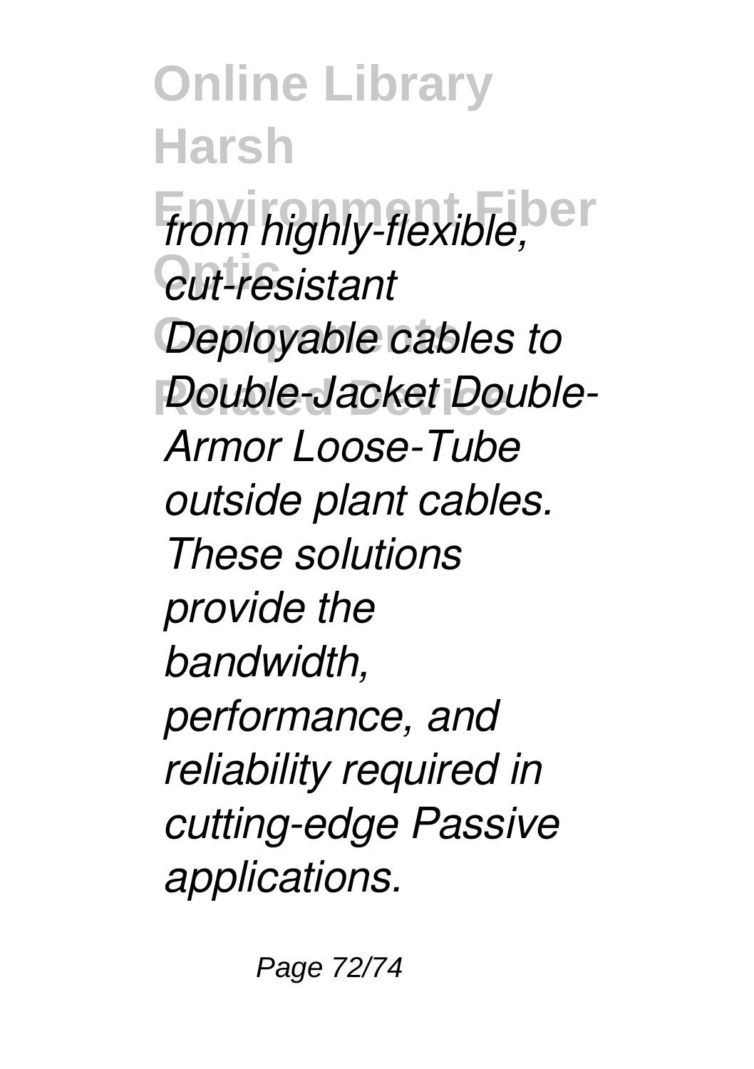*from highly-flexible, cut-resistant Deployable cables to Double-Jacket Double-Armor Loose-Tube outside plant cables. These solutions provide the bandwidth, performance, and reliability required in cutting-edge Passive applications.*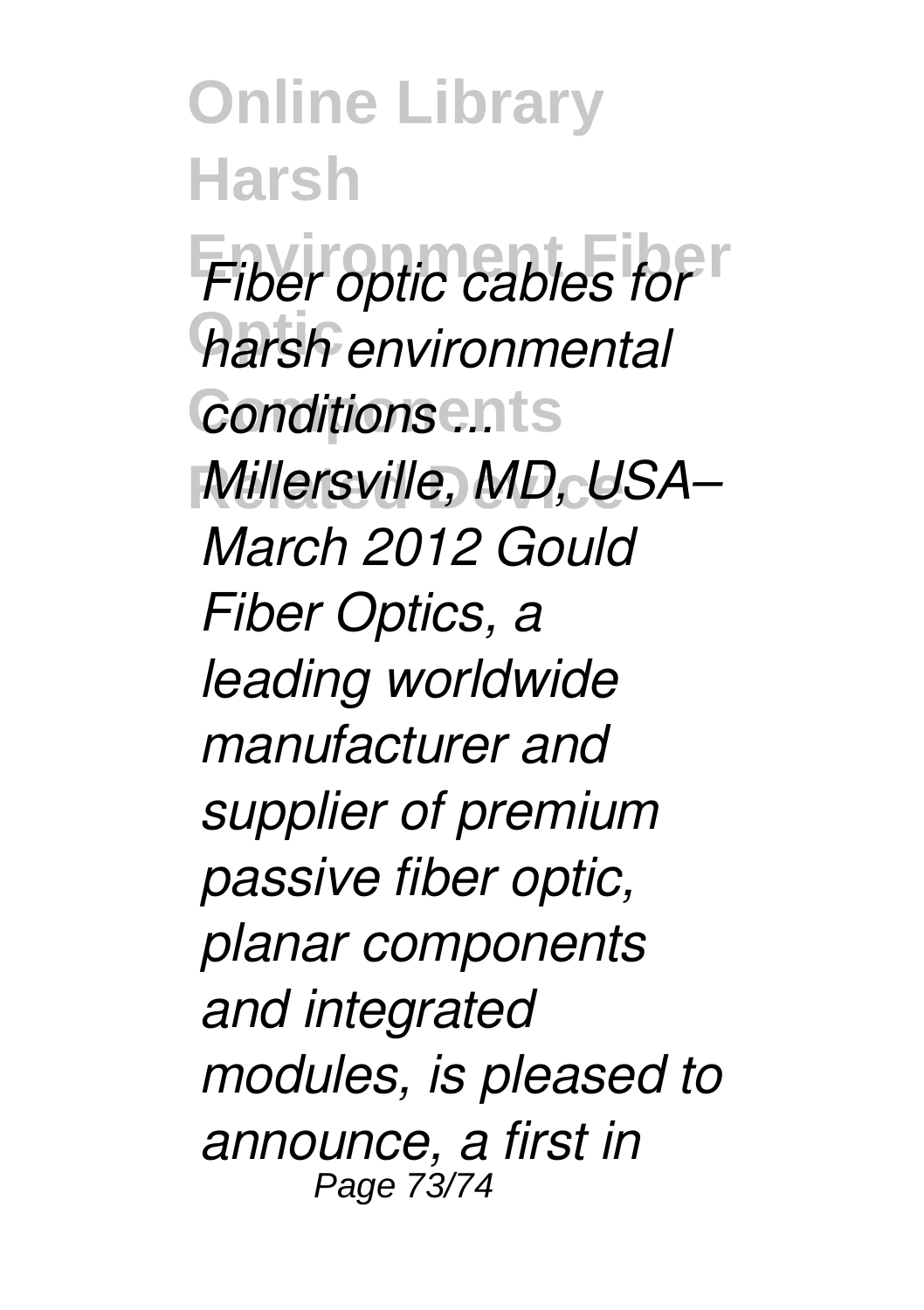*Fiber optic cables for harsh environmental conditions ...*

*Millersville, MD, USA– March 2012 Gould Fiber Optics, a leading worldwide manufacturer and supplier of premium passive fiber optic, planar components and integrated modules, is pleased to announce, a first in*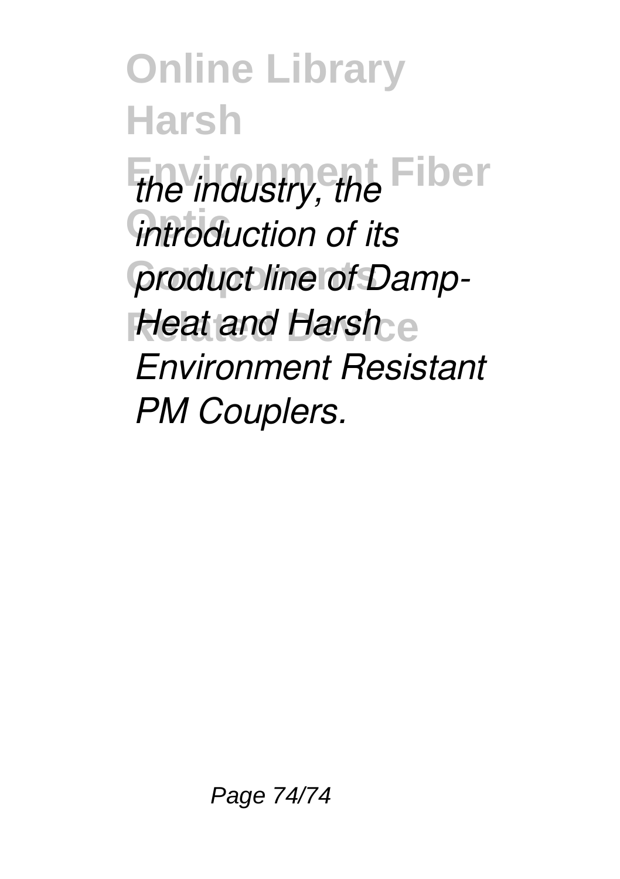*the industry, the introduction of its product line of Damp-Heat and Harsh Environment Resistant PM Couplers.*